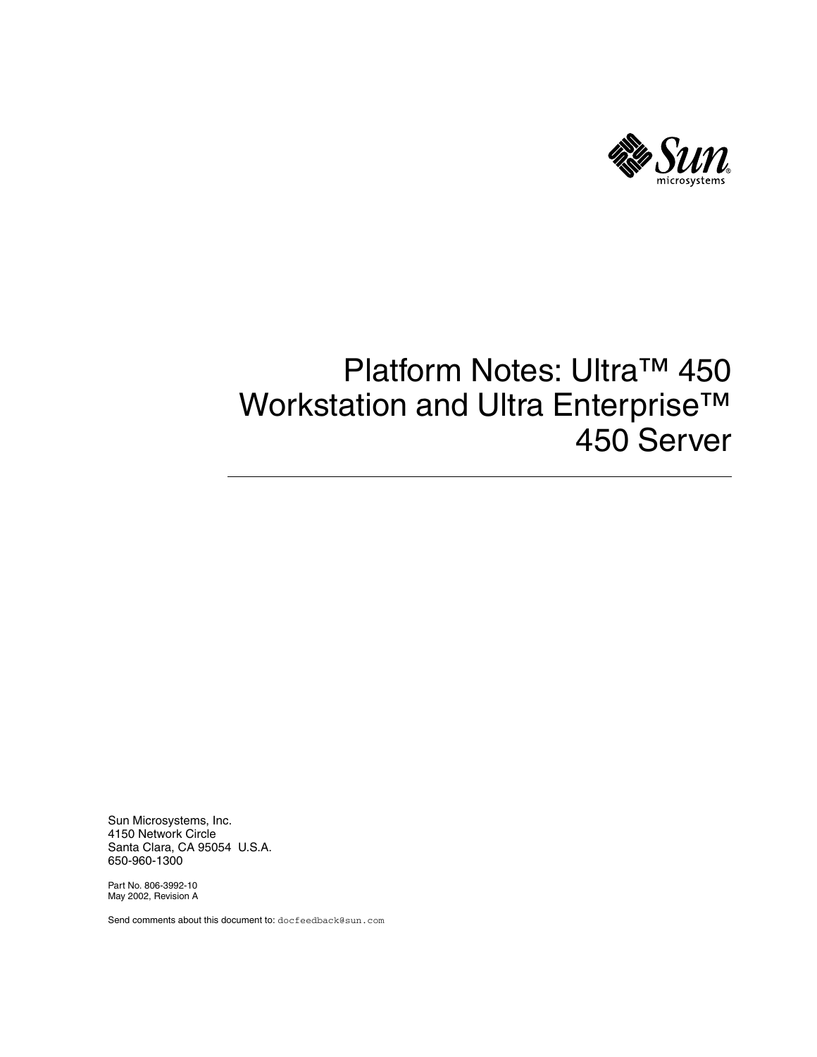# Platform Notes: Ultra™ 450 Workstation and Ultra Enterprise™ 450 Server

Sun Microsystems, Inc.
4150 Network Circle
Santa Clara, CA 95054 U.S.A.
650-960-1300

Part No. 806-3992-10
May 2002, Revision A

Send comments about this document to: docfeedback@sun.com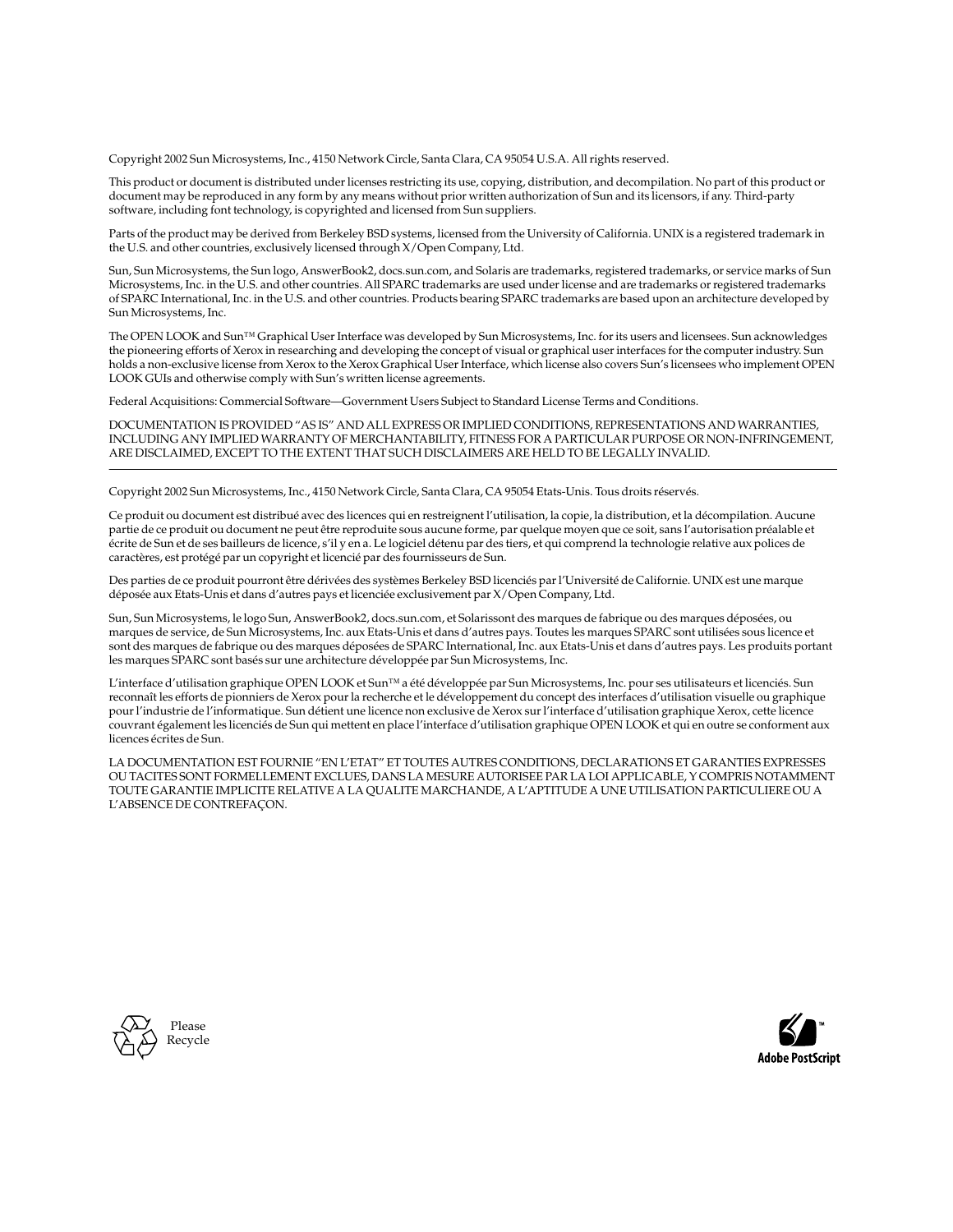Copyright 2002 Sun Microsystems, Inc., 4150 Network Circle, Santa Clara, CA 95054 U.S.A. All rights reserved.

This product or document is distributed under licenses restricting its use, copying, distribution, and decompilation. No part of this product or document may be reproduced in any form by any means without prior written authorization of Sun and its licensors, if any. Third-party software, including font technology, is copyrighted and licensed from Sun suppliers.

Parts of the product may be derived from Berkeley BSD systems, licensed from the University of California. UNIX is a registered trademark in the U.S. and other countries, exclusively licensed through X/Open Company, Ltd.

Sun, Sun Microsystems, the Sun logo, AnswerBook2, docs.sun.com, and Solaris are trademarks, registered trademarks, or service marks of Sun Microsystems, Inc. in the U.S. and other countries. All SPARC trademarks are used under license and are trademarks or registered trademarks of SPARC International, Inc. in the U.S. and other countries. Products bearing SPARC trademarks are based upon an architecture developed by Sun Microsystems, Inc.

The OPEN LOOK and Sun™ Graphical User Interface was developed by Sun Microsystems, Inc. for its users and licensees. Sun acknowledges the pioneering efforts of Xerox in researching and developing the concept of visual or graphical user interfaces for the computer industry. Sun holds a non-exclusive license from Xerox to the Xerox Graphical User Interface, which license also covers Sun's licensees who implement OPEN LOOK GUIs and otherwise comply with Sun's written license agreements.

Federal Acquisitions: Commercial Software—Government Users Subject to Standard License Terms and Conditions.

DOCUMENTATION IS PROVIDED "AS IS" AND ALL EXPRESS OR IMPLIED CONDITIONS, REPRESENTATIONS AND WARRANTIES, INCLUDING ANY IMPLIED WARRANTY OF MERCHANTABILITY, FITNESS FOR A PARTICULAR PURPOSE OR NON-INFRINGEMENT, ARE DISCLAIMED, EXCEPT TO THE EXTENT THAT SUCH DISCLAIMERS ARE HELD TO BE LEGALLY INVALID.

---

Copyright 2002 Sun Microsystems, Inc., 4150 Network Circle, Santa Clara, CA 95054 Etats-Unis. Tous droits réservés.

Ce produit ou document est distribué avec des licences qui en restreignent l'utilisation, la copie, la distribution, et la décompilation. Aucune partie de ce produit ou document ne peut être reproduite sous aucune forme, par quelque moyen que ce soit, sans l'autorisation préalable et écrite de Sun et de ses bailleurs de licence, s'il y en a. Le logiciel détenu par des tiers, et qui comprend la technologie relative aux polices de caractères, est protégé par un copyright et licencié par des fournisseurs de Sun.

Des parties de ce produit pourront être dérivées des systèmes Berkeley BSD licenciés par l'Université de Californie. UNIX est une marque déposée aux Etats-Unis et dans d'autres pays et licenciée exclusivement par X/Open Company, Ltd.

Sun, Sun Microsystems, le logo Sun, AnswerBook2, docs.sun.com, et Solarissont des marques de fabrique ou des marques déposées, ou marques de service, de Sun Microsystems, Inc. aux Etats-Unis et dans d'autres pays. Toutes les marques SPARC sont utilisées sous licence et sont des marques de fabrique ou des marques déposées de SPARC International, Inc. aux Etats-Unis et dans d'autres pays. Les produits portant les marques SPARC sont basés sur une architecture développée par Sun Microsystems, Inc.

L'interface d'utilisation graphique OPEN LOOK et Sun™ a été développée par Sun Microsystems, Inc. pour ses utilisateurs et licenciés. Sun reconnaît les efforts de pionniers de Xerox pour la recherche et le développement du concept des interfaces d'utilisation visuelle ou graphique pour l'industrie de l'informatique. Sun détient une licence non exclusive de Xerox sur l'interface d'utilisation graphique Xerox, cette licence couvrant également les licenciés de Sun qui mettent en place l'interface d'utilisation graphique OPEN LOOK et qui en outre se conforment aux licences écrites de Sun.

LA DOCUMENTATION EST FOURNIE "EN L'ETAT" ET TOUTES AUTRES CONDITIONS, DECLARATIONS ET GARANTIES EXPRESSES OU TACITES SONT FORMELLEMENT EXCLUES, DANS LA MESURE AUTORISEE PAR LA LOI APPLICABLE, Y COMPRIS NOTAMMENT TOUTE GARANTIE IMPLICITE RELATIVE A LA QUALITE MARCHANDE, A L'APTITUDE A UNE UTILISATION PARTICULIERE OU A L'ABSENCE DE CONTREFAÇON.

Please Recycle

Adobe PostScript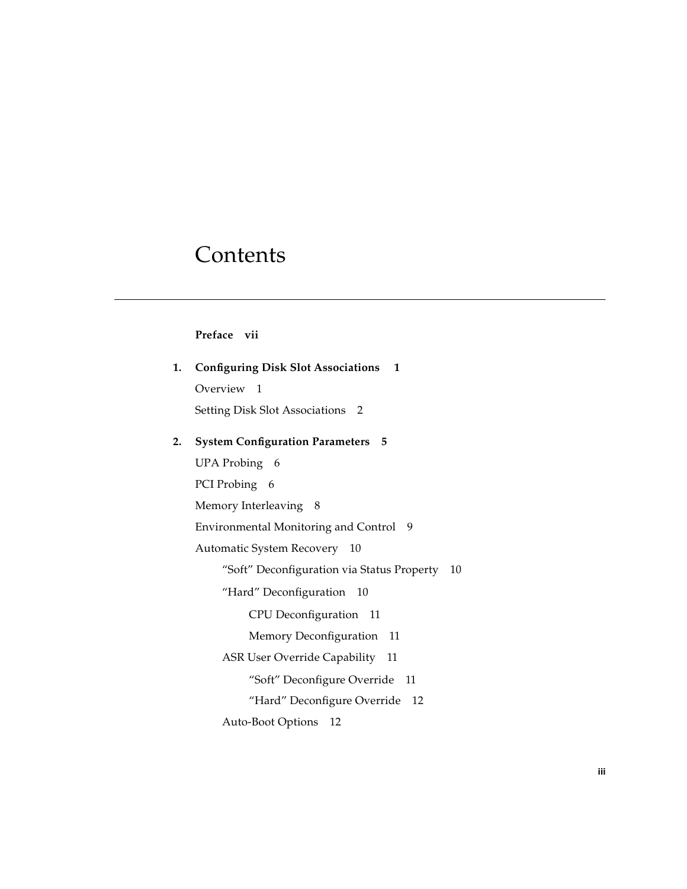# Contents

**Preface vii**

**1. Configuring Disk Slot Associations 1**

Overview 1

Setting Disk Slot Associations 2

**2. System Configuration Parameters 5**

UPA Probing 6

PCI Probing 6

Memory Interleaving 8

Environmental Monitoring and Control 9

Automatic System Recovery 10

- "Soft" Deconfiguration via Status Property 10
- "Hard" Deconfiguration 10
  - CPU Deconfiguration 11
  - Memory Deconfiguration 11
- ASR User Override Capability 11
  - "Soft" Deconfigure Override 11
  - "Hard" Deconfigure Override 12
- Auto-Boot Options 12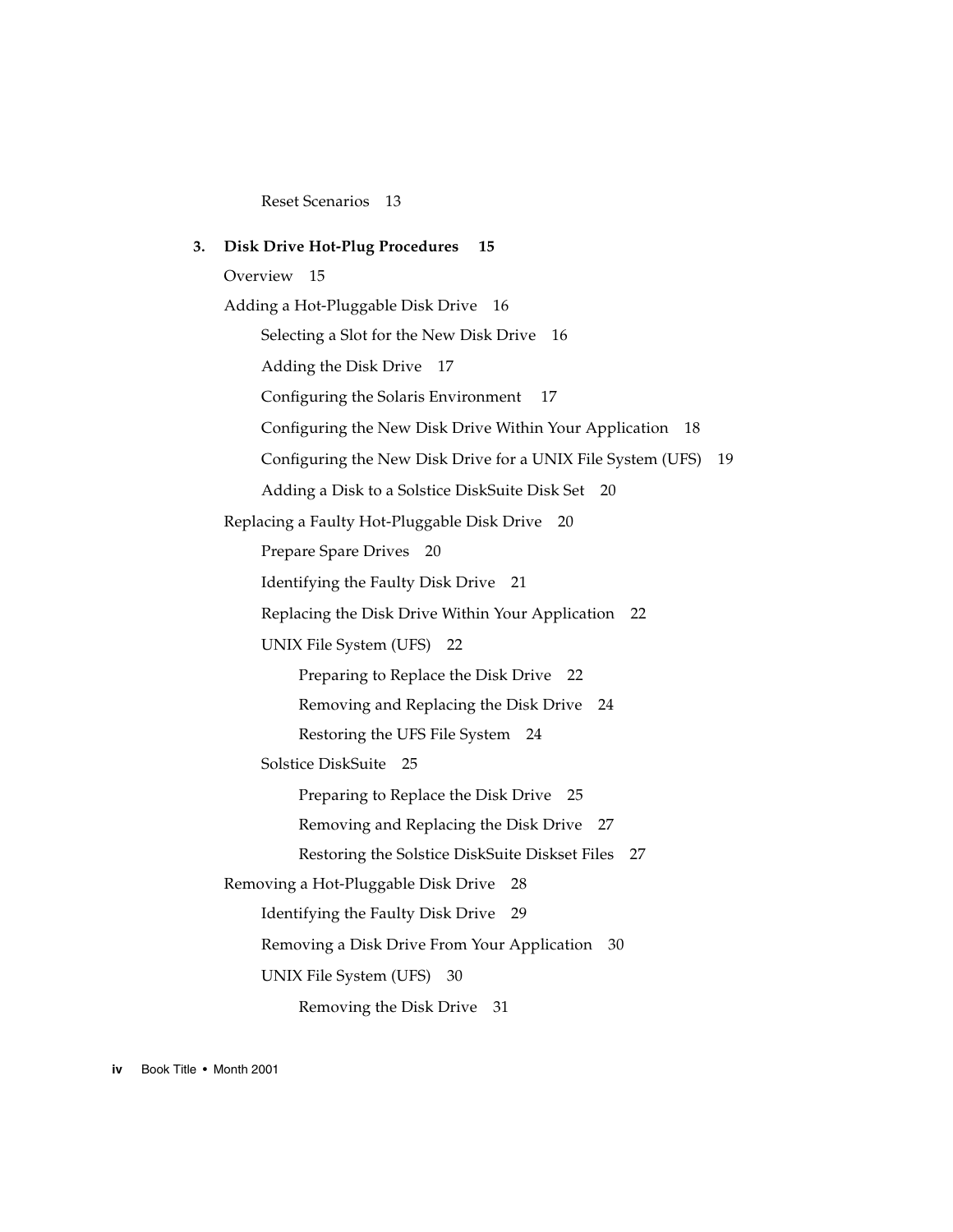Reset Scenarios 13

**3. Disk Drive Hot-Plug Procedures 15**

Overview 15

Adding a Hot-Pluggable Disk Drive 16

- Selecting a Slot for the New Disk Drive 16
- Adding the Disk Drive 17
- Configuring the Solaris Environment 17
- Configuring the New Disk Drive Within Your Application 18
- Configuring the New Disk Drive for a UNIX File System (UFS) 19
- Adding a Disk to a Solstice DiskSuite Disk Set 20

Replacing a Faulty Hot-Pluggable Disk Drive 20

- Prepare Spare Drives 20
- Identifying the Faulty Disk Drive 21
- Replacing the Disk Drive Within Your Application 22
- UNIX File System (UFS) 22
  - Preparing to Replace the Disk Drive 22
  - Removing and Replacing the Disk Drive 24
  - Restoring the UFS File System 24
- Solstice DiskSuite 25
  - Preparing to Replace the Disk Drive 25
  - Removing and Replacing the Disk Drive 27
  - Restoring the Solstice DiskSuite Diskset Files 27

Removing a Hot-Pluggable Disk Drive 28

- Identifying the Faulty Disk Drive 29
- Removing a Disk Drive From Your Application 30
- UNIX File System (UFS) 30
  - Removing the Disk Drive 31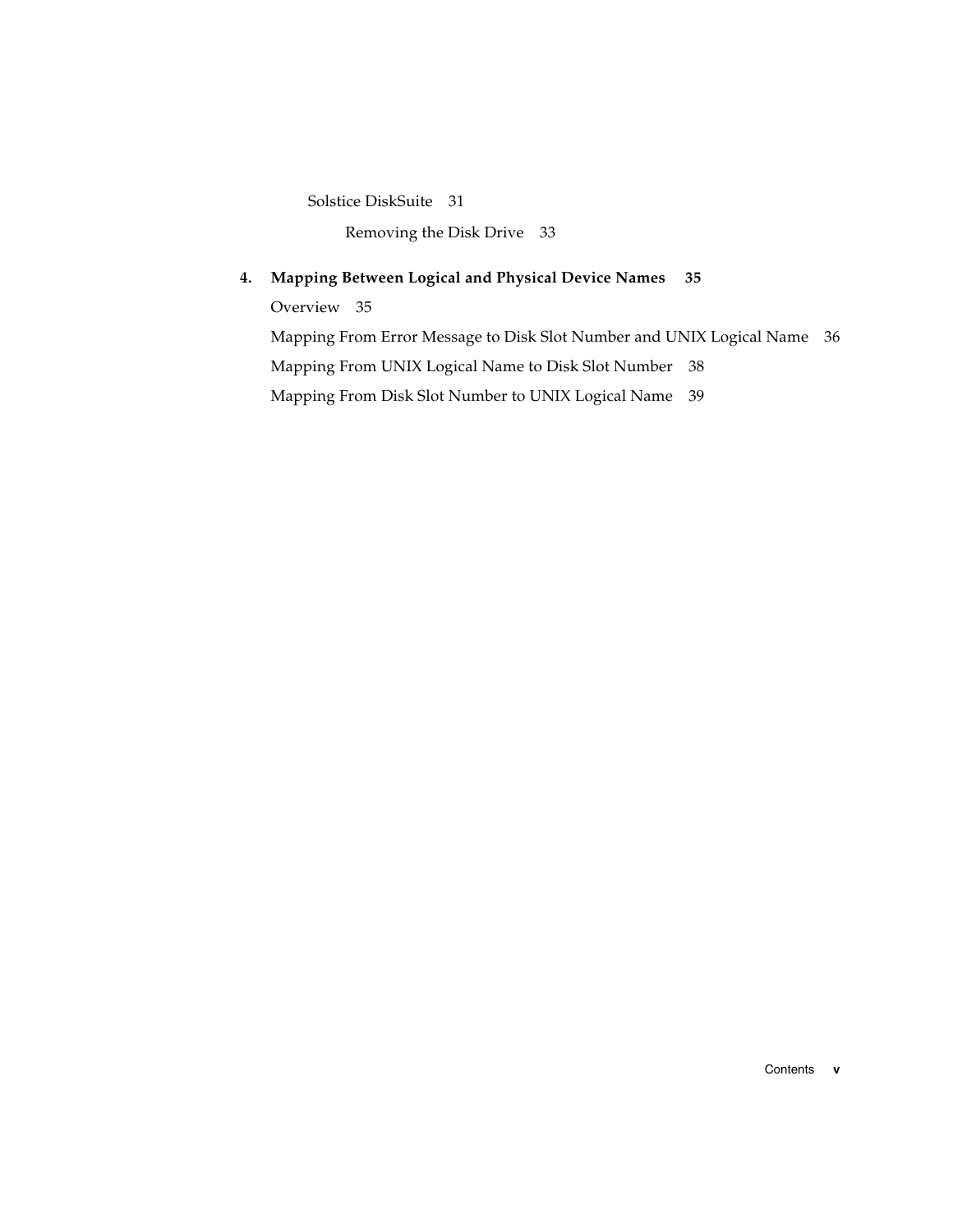Solstice DiskSuite 31

Removing the Disk Drive 33

**4. Mapping Between Logical and Physical Device Names 35**

Overview 35

Mapping From Error Message to Disk Slot Number and UNIX Logical Name 36

Mapping From UNIX Logical Name to Disk Slot Number 38

Mapping From Disk Slot Number to UNIX Logical Name 39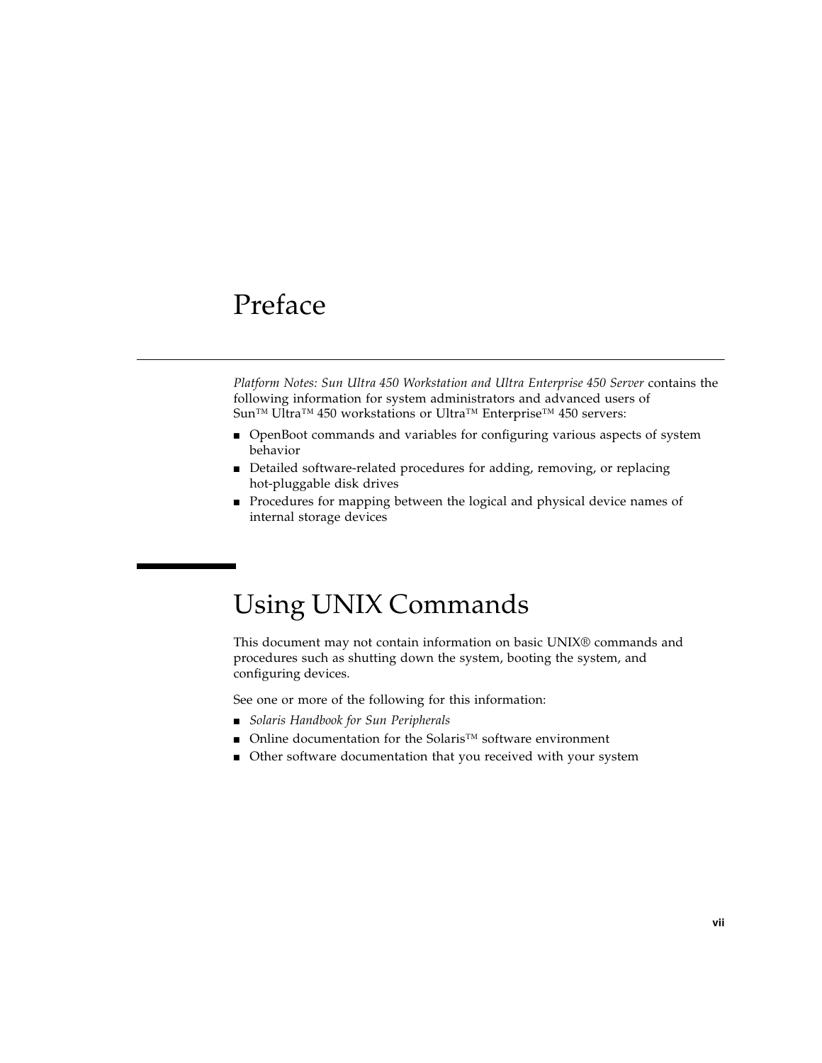# Preface

*Platform Notes: Sun Ultra 450 Workstation and Ultra Enterprise 450 Server* contains the following information for system administrators and advanced users of Sun™ Ultra™ 450 workstations or Ultra™ Enterprise™ 450 servers:

- OpenBoot commands and variables for configuring various aspects of system behavior
- Detailed software-related procedures for adding, removing, or replacing hot-pluggable disk drives
- Procedures for mapping between the logical and physical device names of internal storage devices

## Using UNIX Commands

This document may not contain information on basic UNIX® commands and procedures such as shutting down the system, booting the system, and configuring devices.

See one or more of the following for this information:

- *Solaris Handbook for Sun Peripherals*
- Online documentation for the Solaris™ software environment
- Other software documentation that you received with your system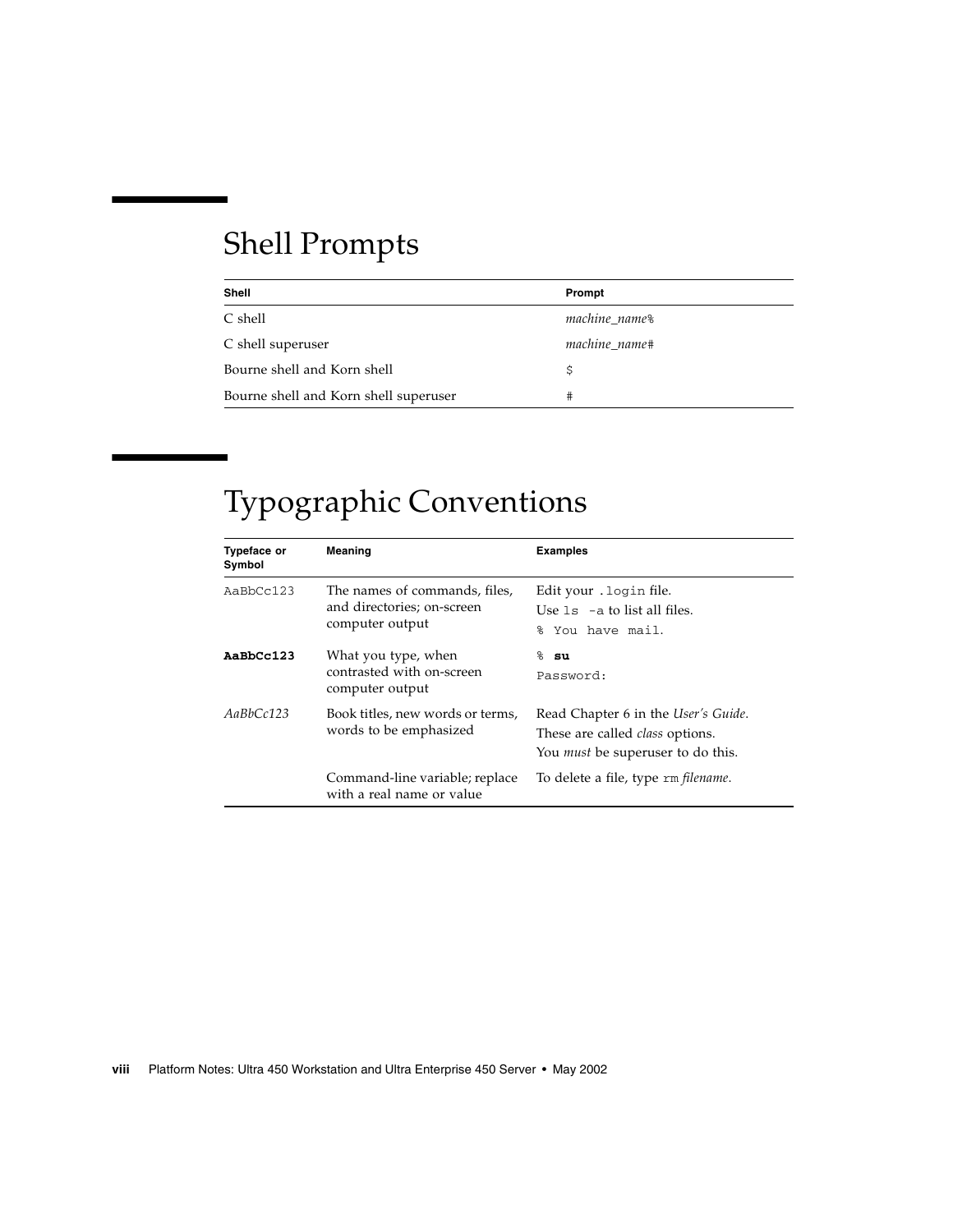## Shell Prompts

| Shell | Prompt |
|---|---|
| C shell | *machine_name*% |
| C shell superuser | *machine_name*# |
| Bourne shell and Korn shell | $ |
| Bourne shell and Korn shell superuser | # |

## Typographic Conventions

| Typeface or Symbol | Meaning | Examples |
|---|---|---|
| `AaBbCc123` | The names of commands, files, and directories; on-screen computer output | Edit your `.login` file.<br>Use `ls -a` to list all files.<br>`% You have mail.` |
| **`AaBbCc123`** | What you type, when contrasted with on-screen computer output | `%` **`su`**<br>`Password:` |
| *AaBbCc123* | Book titles, new words or terms, words to be emphasized | Read Chapter 6 in the *User's Guide*.<br>These are called *class* options.<br>You *must* be superuser to do this. |
| | Command-line variable; replace with a real name or value | To delete a file, type `rm` *filename*. |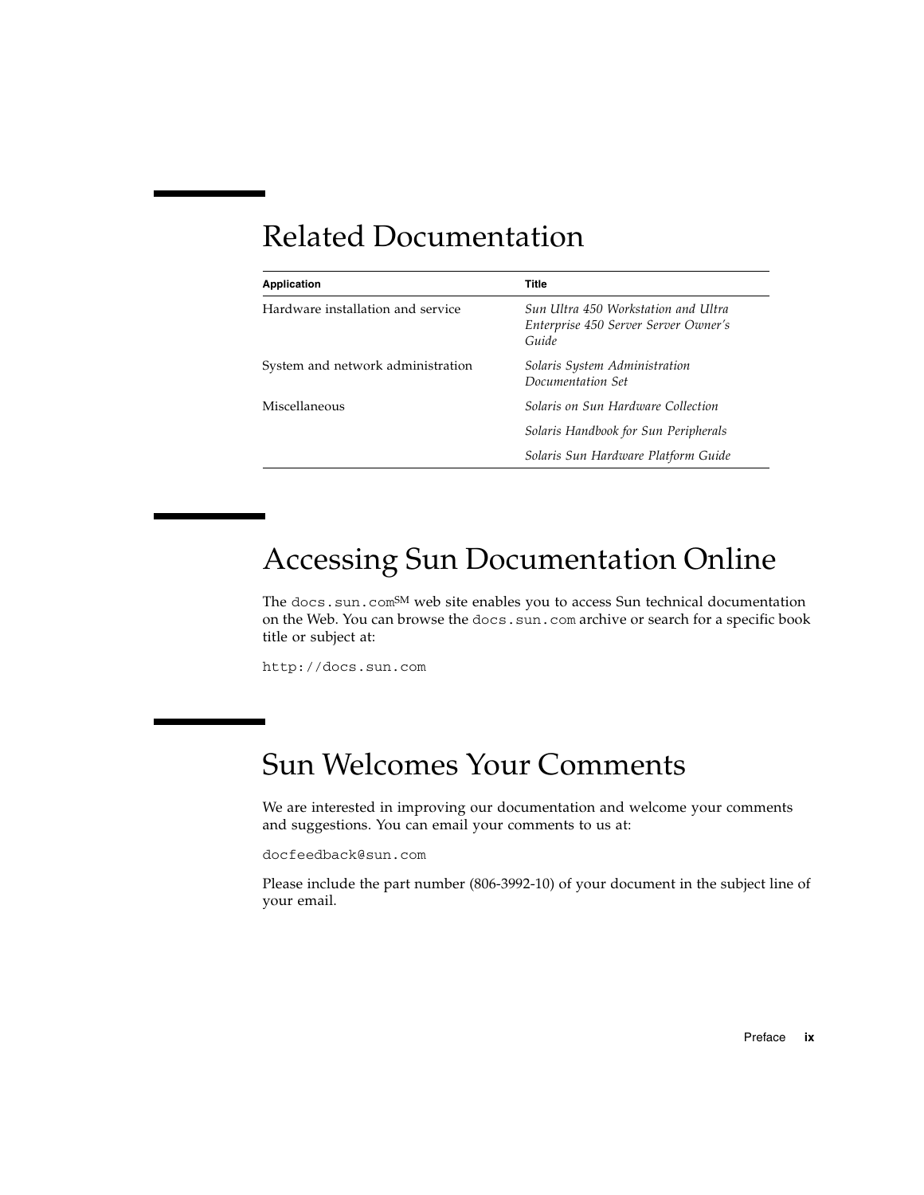## Related Documentation

| Application | Title |
| --- | --- |
| Hardware installation and service | *Sun Ultra 450 Workstation and Ultra Enterprise 450 Server Server Owner's Guide* |
| System and network administration | *Solaris System Administration Documentation Set* |
| Miscellaneous | *Solaris on Sun Hardware Collection* |
| | *Solaris Handbook for Sun Peripherals* |
| | *Solaris Sun Hardware Platform Guide* |

## Accessing Sun Documentation Online

The `docs.sun.com`SM web site enables you to access Sun technical documentation on the Web. You can browse the `docs.sun.com` archive or search for a specific book title or subject at:

`http://docs.sun.com`

## Sun Welcomes Your Comments

We are interested in improving our documentation and welcome your comments and suggestions. You can email your comments to us at:

`docfeedback@sun.com`

Please include the part number (806-3992-10) of your document in the subject line of your email.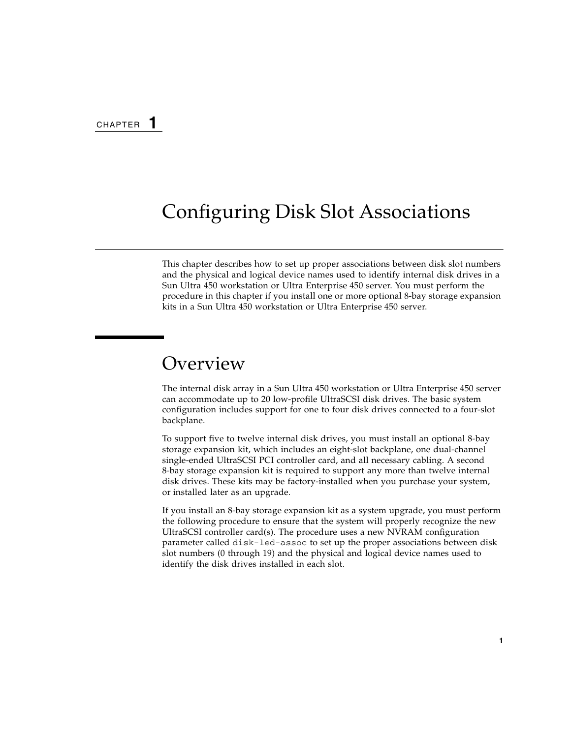CHAPTER 1

# Configuring Disk Slot Associations

This chapter describes how to set up proper associations between disk slot numbers and the physical and logical device names used to identify internal disk drives in a Sun Ultra 450 workstation or Ultra Enterprise 450 server. You must perform the procedure in this chapter if you install one or more optional 8-bay storage expansion kits in a Sun Ultra 450 workstation or Ultra Enterprise 450 server.

## Overview

The internal disk array in a Sun Ultra 450 workstation or Ultra Enterprise 450 server can accommodate up to 20 low-profile UltraSCSI disk drives. The basic system configuration includes support for one to four disk drives connected to a four-slot backplane.

To support five to twelve internal disk drives, you must install an optional 8-bay storage expansion kit, which includes an eight-slot backplane, one dual-channel single-ended UltraSCSI PCI controller card, and all necessary cabling. A second 8-bay storage expansion kit is required to support any more than twelve internal disk drives. These kits may be factory-installed when you purchase your system, or installed later as an upgrade.

If you install an 8-bay storage expansion kit as a system upgrade, you must perform the following procedure to ensure that the system will properly recognize the new UltraSCSI controller card(s). The procedure uses a new NVRAM configuration parameter called `disk-led-assoc` to set up the proper associations between disk slot numbers (0 through 19) and the physical and logical device names used to identify the disk drives installed in each slot.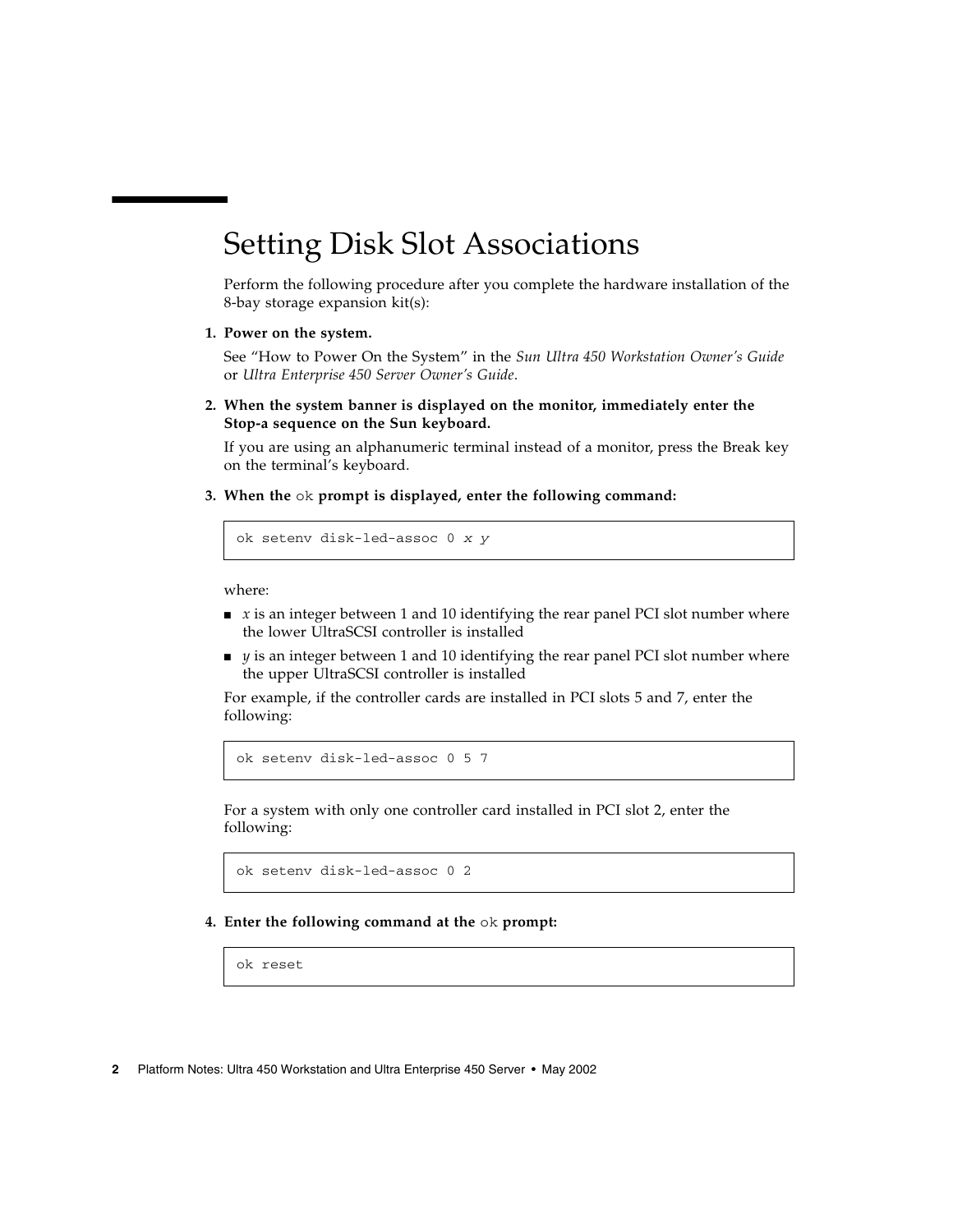# Setting Disk Slot Associations

Perform the following procedure after you complete the hardware installation of the 8-bay storage expansion kit(s):

1. **Power on the system.**

   See "How to Power On the System" in the *Sun Ultra 450 Workstation Owner's Guide* or *Ultra Enterprise 450 Server Owner's Guide*.

2. **When the system banner is displayed on the monitor, immediately enter the Stop-a sequence on the Sun keyboard.**

   If you are using an alphanumeric terminal instead of a monitor, press the Break key on the terminal's keyboard.

3. **When the `ok` prompt is displayed, enter the following command:**

   ```
   ok setenv disk-led-assoc 0 x y
   ```

   where:

   - *x* is an integer between 1 and 10 identifying the rear panel PCI slot number where the lower UltraSCSI controller is installed
   - *y* is an integer between 1 and 10 identifying the rear panel PCI slot number where the upper UltraSCSI controller is installed

   For example, if the controller cards are installed in PCI slots 5 and 7, enter the following:

   ```
   ok setenv disk-led-assoc 0 5 7
   ```

   For a system with only one controller card installed in PCI slot 2, enter the following:

   ```
   ok setenv disk-led-assoc 0 2
   ```

4. **Enter the following command at the `ok` prompt:**

   ```
   ok reset
   ```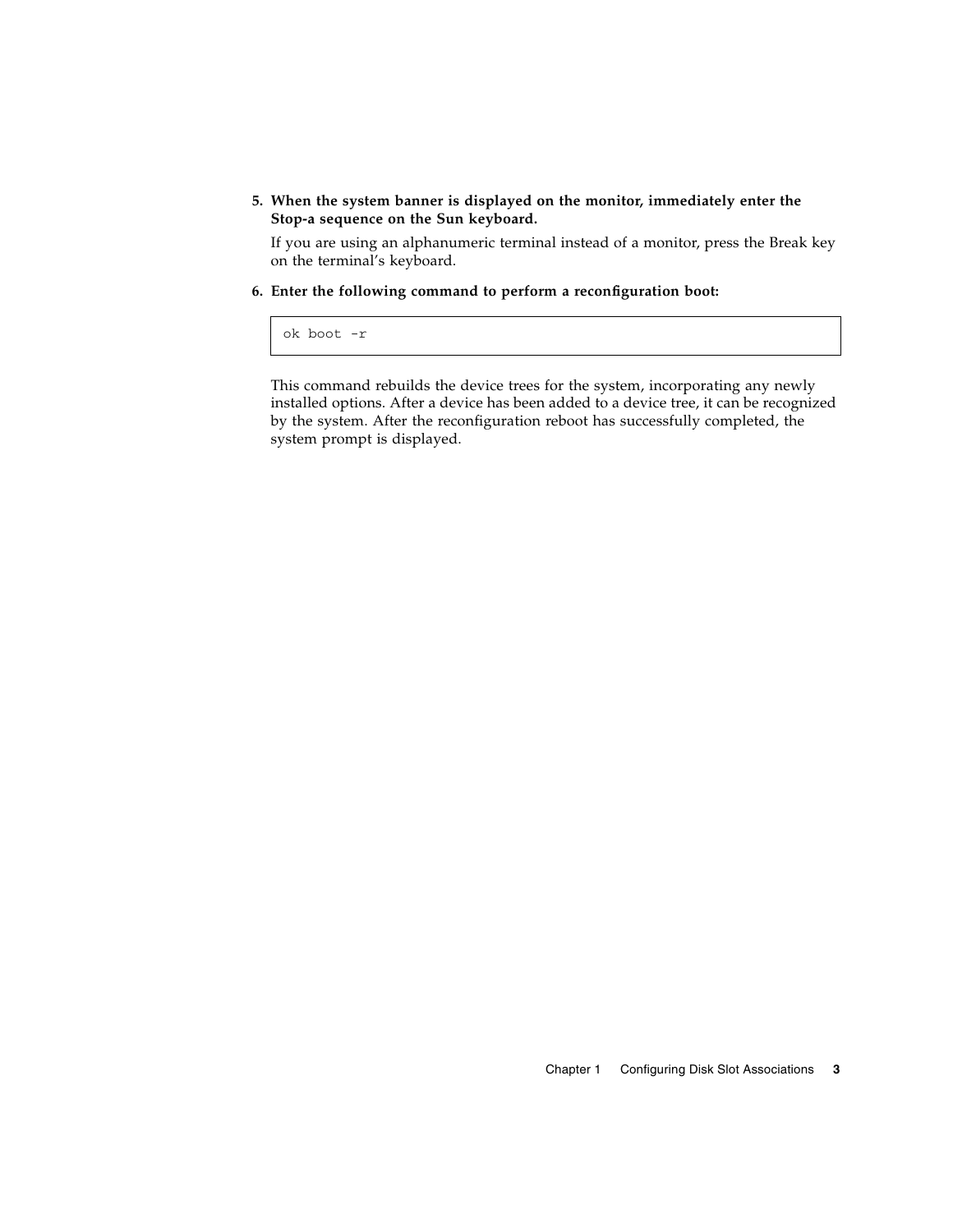5. **When the system banner is displayed on the monitor, immediately enter the Stop-a sequence on the Sun keyboard.**

   If you are using an alphanumeric terminal instead of a monitor, press the Break key on the terminal's keyboard.

6. **Enter the following command to perform a reconfiguration boot:**

   ```
   ok boot -r
   ```

   This command rebuilds the device trees for the system, incorporating any newly installed options. After a device has been added to a device tree, it can be recognized by the system. After the reconfiguration reboot has successfully completed, the system prompt is displayed.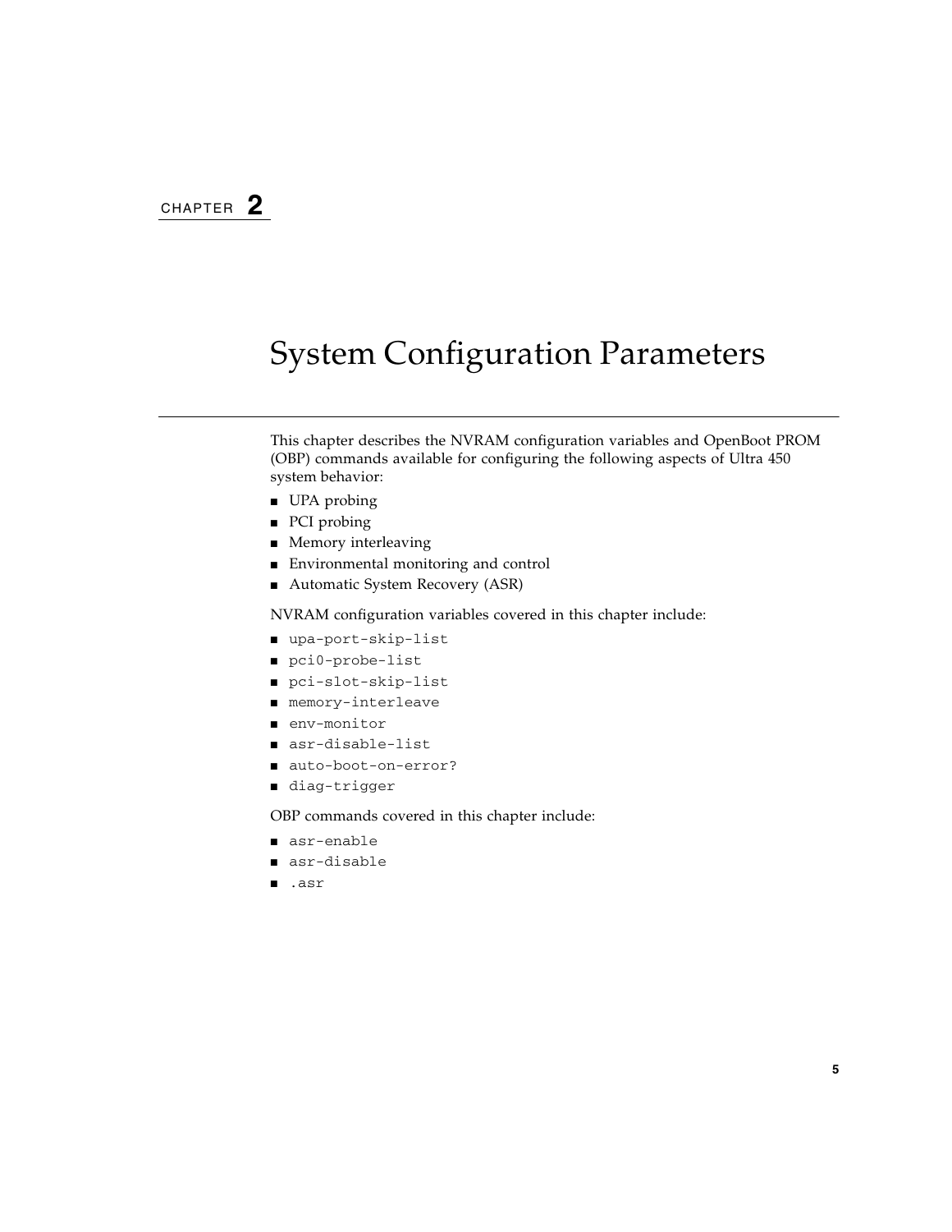CHAPTER 2

# System Configuration Parameters

This chapter describes the NVRAM configuration variables and OpenBoot PROM (OBP) commands available for configuring the following aspects of Ultra 450 system behavior:

- UPA probing
- PCI probing
- Memory interleaving
- Environmental monitoring and control
- Automatic System Recovery (ASR)

NVRAM configuration variables covered in this chapter include:

- `upa-port-skip-list`
- `pci0-probe-list`
- `pci-slot-skip-list`
- `memory-interleave`
- `env-monitor`
- `asr-disable-list`
- `auto-boot-on-error?`
- `diag-trigger`

OBP commands covered in this chapter include:

- `asr-enable`
- `asr-disable`
- `.asr`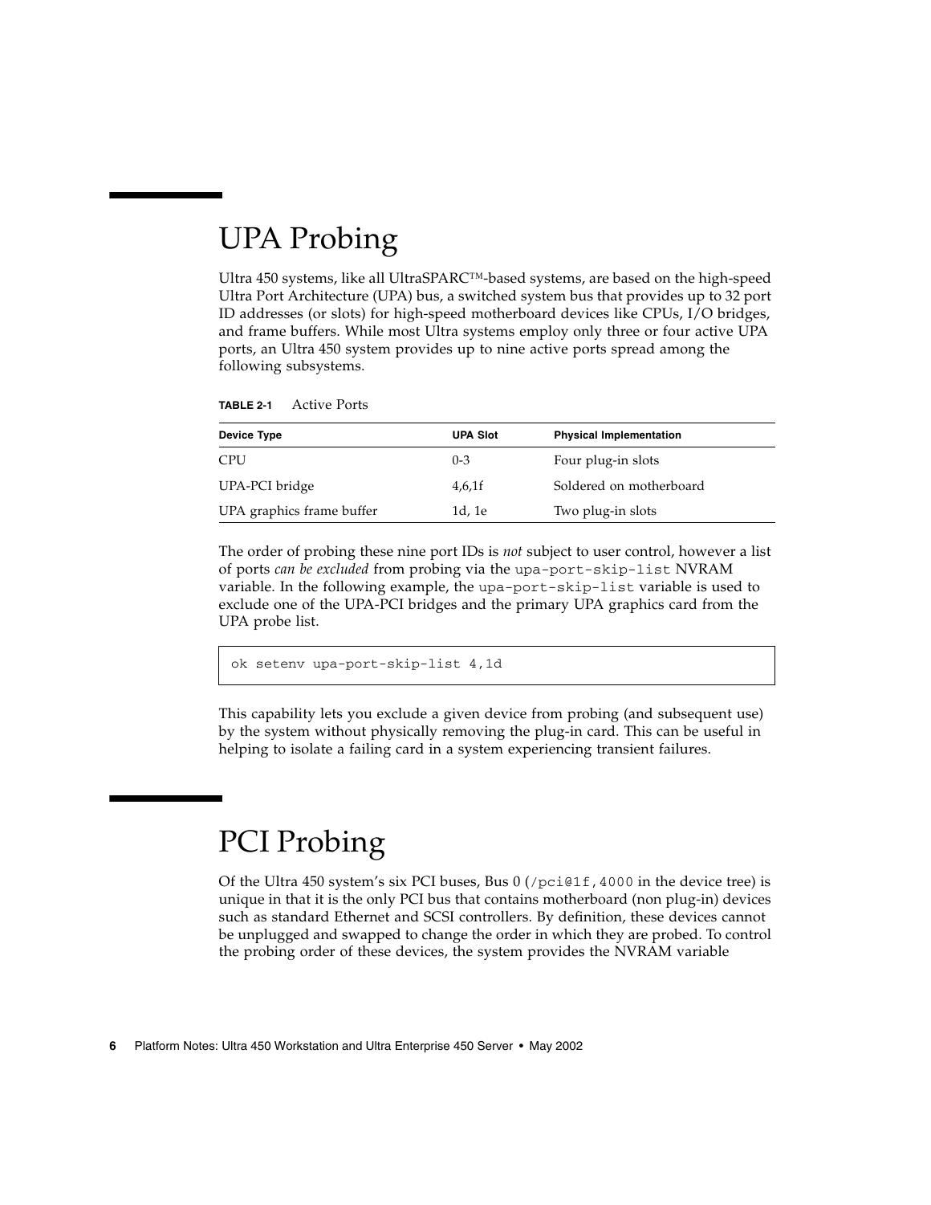## UPA Probing

Ultra 450 systems, like all UltraSPARC™-based systems, are based on the high-speed Ultra Port Architecture (UPA) bus, a switched system bus that provides up to 32 port ID addresses (or slots) for high-speed motherboard devices like CPUs, I/O bridges, and frame buffers. While most Ultra systems employ only three or four active UPA ports, an Ultra 450 system provides up to nine active ports spread among the following subsystems.

**TABLE 2-1** Active Ports

| Device Type | UPA Slot | Physical Implementation |
|---|---|---|
| CPU | 0-3 | Four plug-in slots |
| UPA-PCI bridge | 4,6,1f | Soldered on motherboard |
| UPA graphics frame buffer | 1d, 1e | Two plug-in slots |

The order of probing these nine port IDs is *not* subject to user control, however a list of ports *can be excluded* from probing via the `upa-port-skip-list` NVRAM variable. In the following example, the `upa-port-skip-list` variable is used to exclude one of the UPA-PCI bridges and the primary UPA graphics card from the UPA probe list.

```
ok setenv upa-port-skip-list 4,1d
```

This capability lets you exclude a given device from probing (and subsequent use) by the system without physically removing the plug-in card. This can be useful in helping to isolate a failing card in a system experiencing transient failures.

## PCI Probing

Of the Ultra 450 system's six PCI buses, Bus 0 (`/pci@1f,4000` in the device tree) is unique in that it is the only PCI bus that contains motherboard (non plug-in) devices such as standard Ethernet and SCSI controllers. By definition, these devices cannot be unplugged and swapped to change the order in which they are probed. To control the probing order of these devices, the system provides the NVRAM variable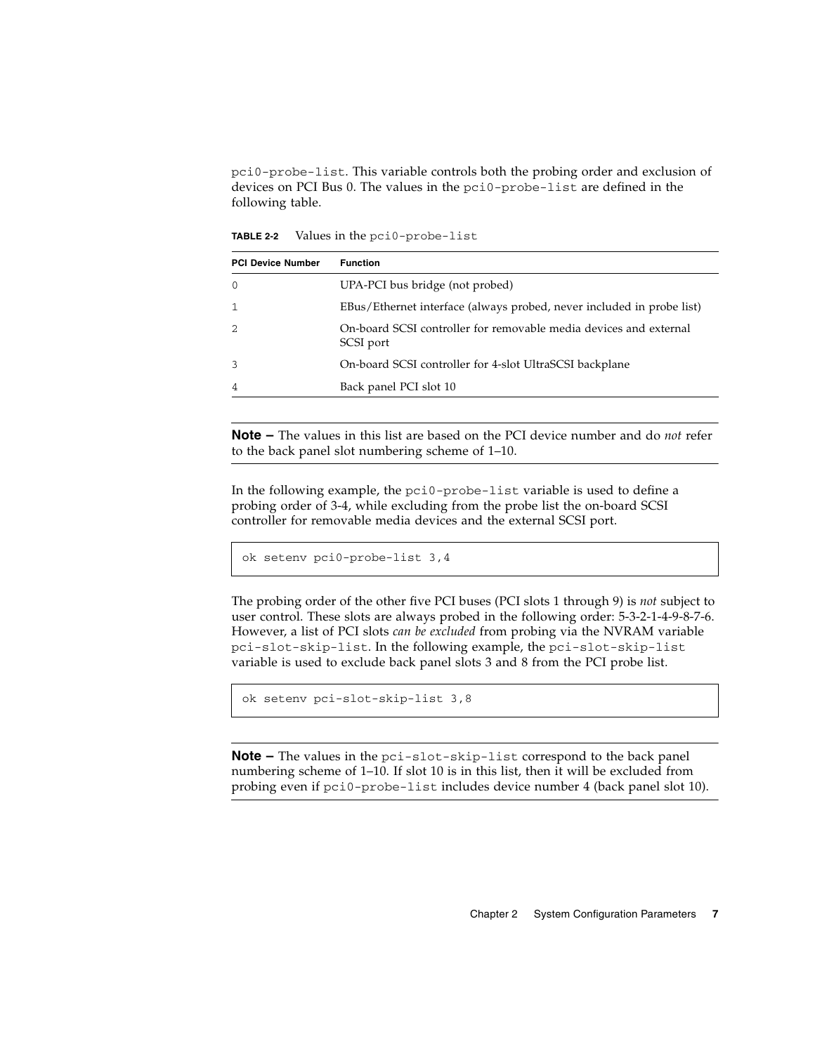`pci0-probe-list`. This variable controls both the probing order and exclusion of devices on PCI Bus 0. The values in the `pci0-probe-list` are defined in the following table.

**TABLE 2-2** Values in the `pci0-probe-list`

| PCI Device Number | Function |
|---|---|
| 0 | UPA-PCI bus bridge (not probed) |
| 1 | EBus/Ethernet interface (always probed, never included in probe list) |
| 2 | On-board SCSI controller for removable media devices and external SCSI port |
| 3 | On-board SCSI controller for 4-slot UltraSCSI backplane |
| 4 | Back panel PCI slot 10 |

---

**Note –** The values in this list are based on the PCI device number and do *not* refer to the back panel slot numbering scheme of 1–10.

---

In the following example, the `pci0-probe-list` variable is used to define a probing order of 3-4, while excluding from the probe list the on-board SCSI controller for removable media devices and the external SCSI port.

```
ok setenv pci0-probe-list 3,4
```

The probing order of the other five PCI buses (PCI slots 1 through 9) is *not* subject to user control. These slots are always probed in the following order: 5-3-2-1-4-9-8-7-6. However, a list of PCI slots *can be excluded* from probing via the NVRAM variable `pci-slot-skip-list`. In the following example, the `pci-slot-skip-list` variable is used to exclude back panel slots 3 and 8 from the PCI probe list.

```
ok setenv pci-slot-skip-list 3,8
```

---

**Note –** The values in the `pci-slot-skip-list` correspond to the back panel numbering scheme of 1–10. If slot 10 is in this list, then it will be excluded from probing even if `pci0-probe-list` includes device number 4 (back panel slot 10).

---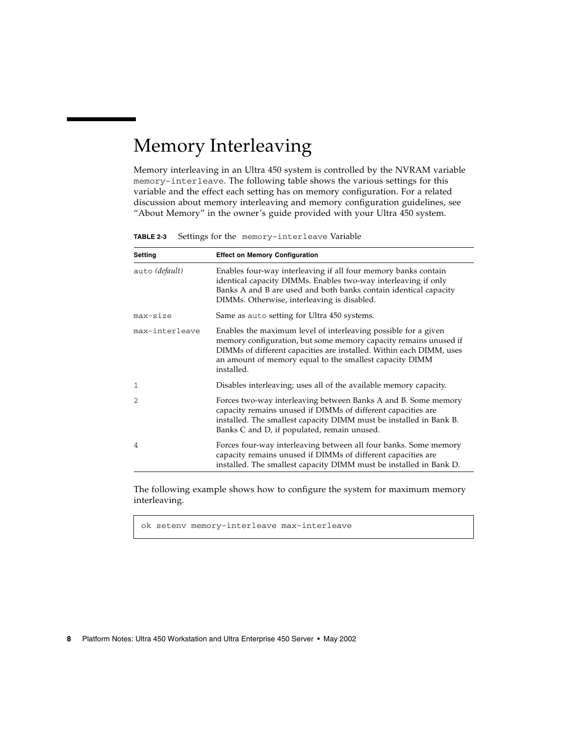# Memory Interleaving

Memory interleaving in an Ultra 450 system is controlled by the NVRAM variable `memory-interleave`. The following table shows the various settings for this variable and the effect each setting has on memory configuration. For a related discussion about memory interleaving and memory configuration guidelines, see "About Memory" in the owner's guide provided with your Ultra 450 system.

**TABLE 2-3** Settings for the `memory-interleave` Variable

| Setting | Effect on Memory Configuration |
|---|---|
| `auto` *(default)* | Enables four-way interleaving if all four memory banks contain identical capacity DIMMs. Enables two-way interleaving if only Banks A and B are used and both banks contain identical capacity DIMMs. Otherwise, interleaving is disabled. |
| `max-size` | Same as `auto` setting for Ultra 450 systems. |
| `max-interleave` | Enables the maximum level of interleaving possible for a given memory configuration, but some memory capacity remains unused if DIMMs of different capacities are installed. Within each DIMM, uses an amount of memory equal to the smallest capacity DIMM installed. |
| `1` | Disables interleaving; uses all of the available memory capacity. |
| `2` | Forces two-way interleaving between Banks A and B. Some memory capacity remains unused if DIMMs of different capacities are installed. The smallest capacity DIMM must be installed in Bank B. Banks C and D, if populated, remain unused. |
| `4` | Forces four-way interleaving between all four banks. Some memory capacity remains unused if DIMMs of different capacities are installed. The smallest capacity DIMM must be installed in Bank D. |

The following example shows how to configure the system for maximum memory interleaving.

```
ok setenv memory-interleave max-interleave
```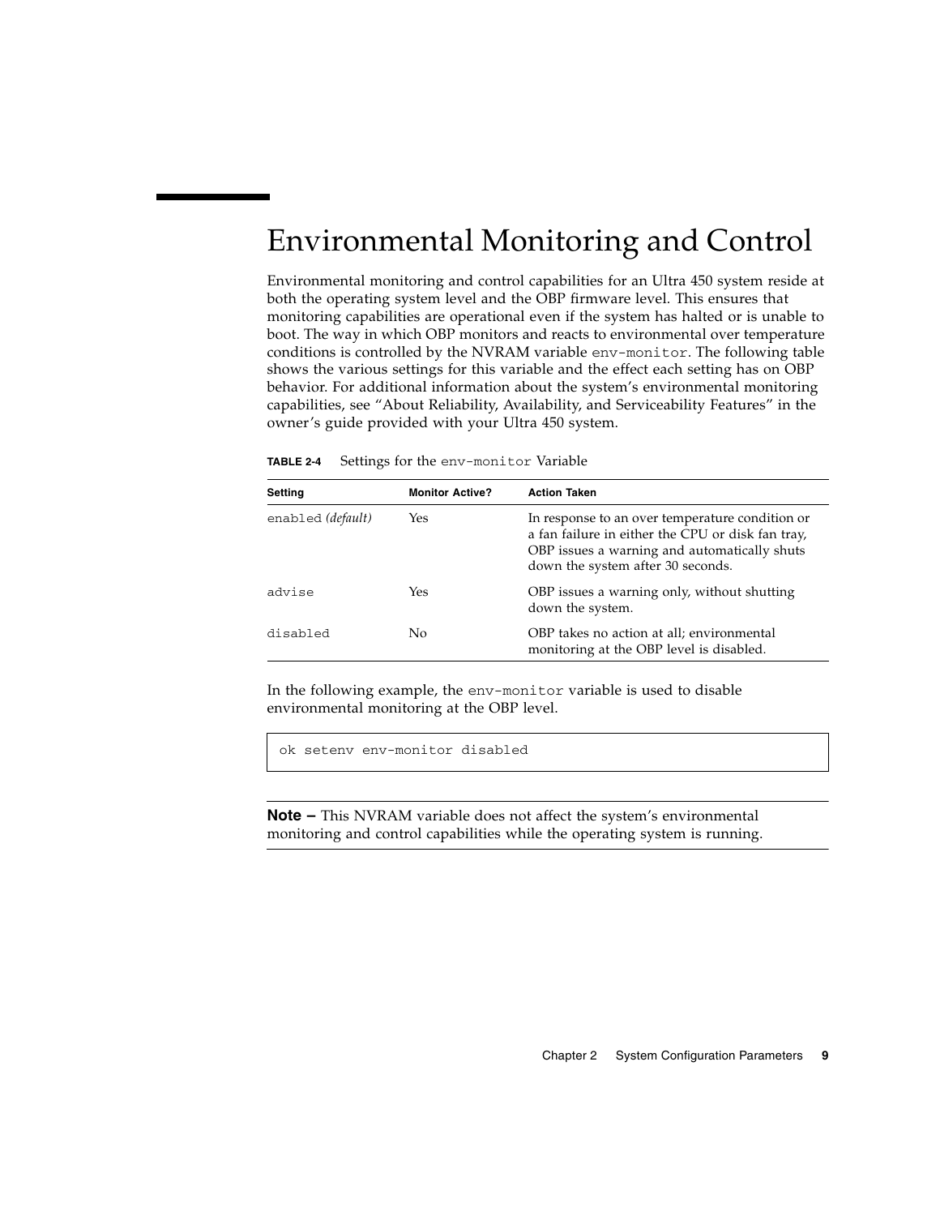# Environmental Monitoring and Control

Environmental monitoring and control capabilities for an Ultra 450 system reside at both the operating system level and the OBP firmware level. This ensures that monitoring capabilities are operational even if the system has halted or is unable to boot. The way in which OBP monitors and reacts to environmental over temperature conditions is controlled by the NVRAM variable `env-monitor`. The following table shows the various settings for this variable and the effect each setting has on OBP behavior. For additional information about the system's environmental monitoring capabilities, see "About Reliability, Availability, and Serviceability Features" in the owner's guide provided with your Ultra 450 system.

**TABLE 2-4** Settings for the `env-monitor` Variable

| Setting | Monitor Active? | Action Taken |
|---|---|---|
| `enabled` *(default)* | Yes | In response to an over temperature condition or a fan failure in either the CPU or disk fan tray, OBP issues a warning and automatically shuts down the system after 30 seconds. |
| `advise` | Yes | OBP issues a warning only, without shutting down the system. |
| `disabled` | No | OBP takes no action at all; environmental monitoring at the OBP level is disabled. |

In the following example, the `env-monitor` variable is used to disable environmental monitoring at the OBP level.

```
ok setenv env-monitor disabled
```

**Note –** This NVRAM variable does not affect the system's environmental monitoring and control capabilities while the operating system is running.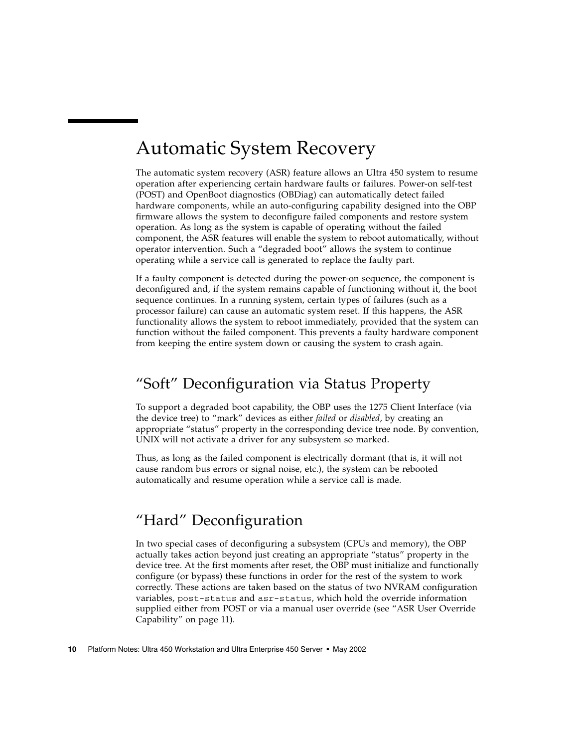# Automatic System Recovery

The automatic system recovery (ASR) feature allows an Ultra 450 system to resume operation after experiencing certain hardware faults or failures. Power-on self-test (POST) and OpenBoot diagnostics (OBDiag) can automatically detect failed hardware components, while an auto-configuring capability designed into the OBP firmware allows the system to deconfigure failed components and restore system operation. As long as the system is capable of operating without the failed component, the ASR features will enable the system to reboot automatically, without operator intervention. Such a "degraded boot" allows the system to continue operating while a service call is generated to replace the faulty part.

If a faulty component is detected during the power-on sequence, the component is deconfigured and, if the system remains capable of functioning without it, the boot sequence continues. In a running system, certain types of failures (such as a processor failure) can cause an automatic system reset. If this happens, the ASR functionality allows the system to reboot immediately, provided that the system can function without the failed component. This prevents a faulty hardware component from keeping the entire system down or causing the system to crash again.

## "Soft" Deconfiguration via Status Property

To support a degraded boot capability, the OBP uses the 1275 Client Interface (via the device tree) to "mark" devices as either *failed* or *disabled*, by creating an appropriate "status" property in the corresponding device tree node. By convention, UNIX will not activate a driver for any subsystem so marked.

Thus, as long as the failed component is electrically dormant (that is, it will not cause random bus errors or signal noise, etc.), the system can be rebooted automatically and resume operation while a service call is made.

## "Hard" Deconfiguration

In two special cases of deconfiguring a subsystem (CPUs and memory), the OBP actually takes action beyond just creating an appropriate "status" property in the device tree. At the first moments after reset, the OBP must initialize and functionally configure (or bypass) these functions in order for the rest of the system to work correctly. These actions are taken based on the status of two NVRAM configuration variables, `post-status` and `asr-status`, which hold the override information supplied either from POST or via a manual user override (see "ASR User Override Capability" on page 11).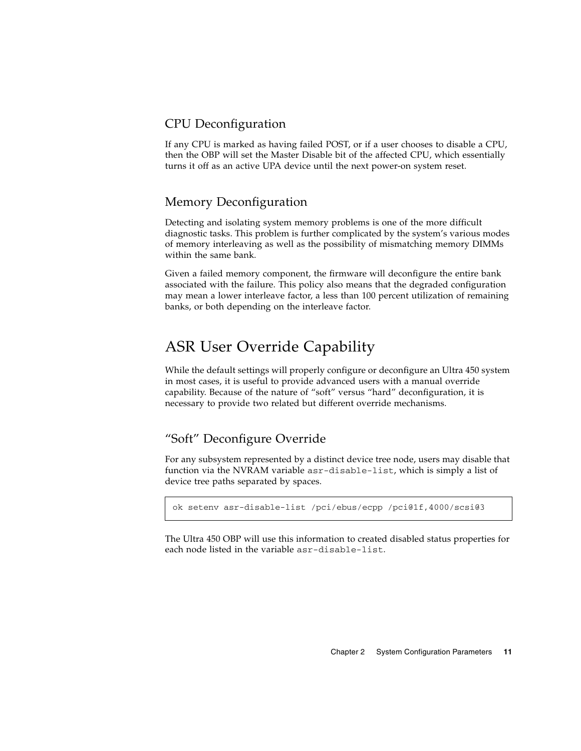### CPU Deconfiguration

If any CPU is marked as having failed POST, or if a user chooses to disable a CPU, then the OBP will set the Master Disable bit of the affected CPU, which essentially turns it off as an active UPA device until the next power-on system reset.

### Memory Deconfiguration

Detecting and isolating system memory problems is one of the more difficult diagnostic tasks. This problem is further complicated by the system's various modes of memory interleaving as well as the possibility of mismatching memory DIMMs within the same bank.

Given a failed memory component, the firmware will deconfigure the entire bank associated with the failure. This policy also means that the degraded configuration may mean a lower interleave factor, a less than 100 percent utilization of remaining banks, or both depending on the interleave factor.

## ASR User Override Capability

While the default settings will properly configure or deconfigure an Ultra 450 system in most cases, it is useful to provide advanced users with a manual override capability. Because of the nature of "soft" versus "hard" deconfiguration, it is necessary to provide two related but different override mechanisms.

### "Soft" Deconfigure Override

For any subsystem represented by a distinct device tree node, users may disable that function via the NVRAM variable `asr-disable-list`, which is simply a list of device tree paths separated by spaces.

```
ok setenv asr-disable-list /pci/ebus/ecpp /pci@1f,4000/scsi@3
```

The Ultra 450 OBP will use this information to created disabled status properties for each node listed in the variable `asr-disable-list`.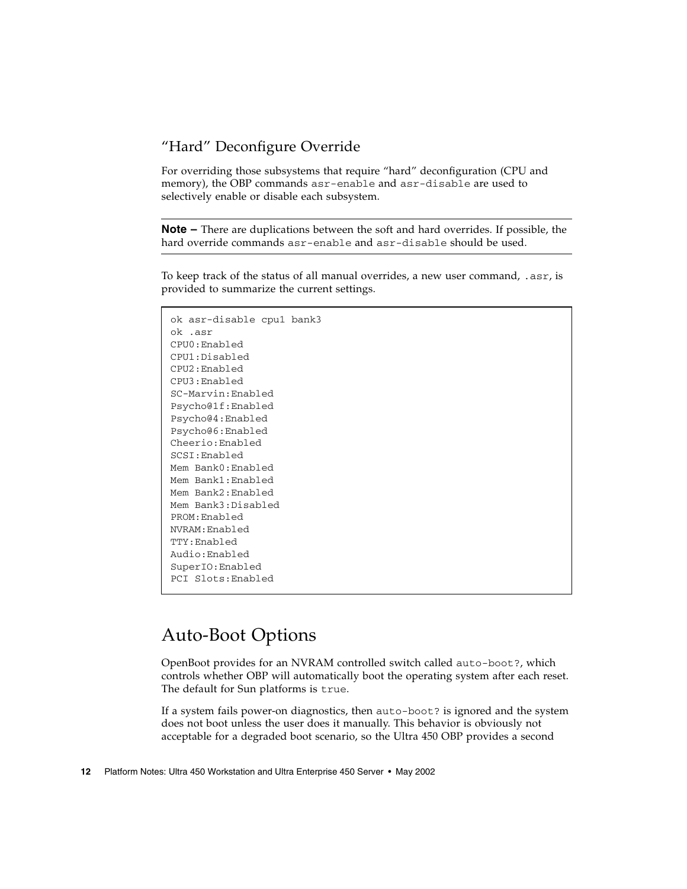### "Hard" Deconfigure Override

For overriding those subsystems that require "hard" deconfiguration (CPU and memory), the OBP commands `asr-enable` and `asr-disable` are used to selectively enable or disable each subsystem.

---

**Note –** There are duplications between the soft and hard overrides. If possible, the hard override commands `asr-enable` and `asr-disable` should be used.

---

To keep track of the status of all manual overrides, a new user command, `.asr`, is provided to summarize the current settings.

```
ok asr-disable cpu1 bank3
ok .asr
CPU0:Enabled
CPU1:Disabled
CPU2:Enabled
CPU3:Enabled
SC-Marvin:Enabled
Psycho@1f:Enabled
Psycho@4:Enabled
Psycho@6:Enabled
Cheerio:Enabled
SCSI:Enabled
Mem Bank0:Enabled
Mem Bank1:Enabled
Mem Bank2:Enabled
Mem Bank3:Disabled
PROM:Enabled
NVRAM:Enabled
TTY:Enabled
Audio:Enabled
SuperIO:Enabled
PCI Slots:Enabled
```

## Auto-Boot Options

OpenBoot provides for an NVRAM controlled switch called `auto-boot?`, which controls whether OBP will automatically boot the operating system after each reset. The default for Sun platforms is `true`.

If a system fails power-on diagnostics, then `auto-boot?` is ignored and the system does not boot unless the user does it manually. This behavior is obviously not acceptable for a degraded boot scenario, so the Ultra 450 OBP provides a second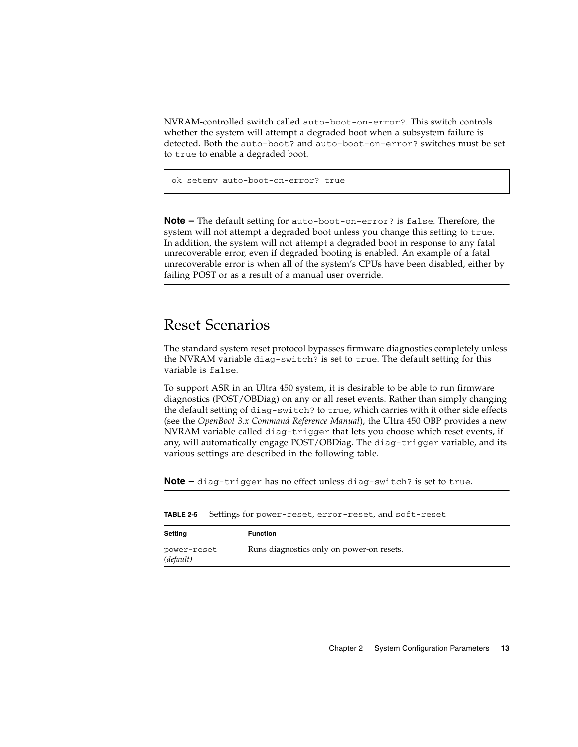NVRAM-controlled switch called `auto-boot-on-error?`. This switch controls whether the system will attempt a degraded boot when a subsystem failure is detected. Both the `auto-boot?` and `auto-boot-on-error?` switches must be set to `true` to enable a degraded boot.

```
ok setenv auto-boot-on-error? true
```

---

**Note –** The default setting for `auto-boot-on-error?` is `false`. Therefore, the system will not attempt a degraded boot unless you change this setting to `true`. In addition, the system will not attempt a degraded boot in response to any fatal unrecoverable error, even if degraded booting is enabled. An example of a fatal unrecoverable error is when all of the system's CPUs have been disabled, either by failing POST or as a result of a manual user override.

---

## Reset Scenarios

The standard system reset protocol bypasses firmware diagnostics completely unless the NVRAM variable `diag-switch?` is set to `true`. The default setting for this variable is `false`.

To support ASR in an Ultra 450 system, it is desirable to be able to run firmware diagnostics (POST/OBDiag) on any or all reset events. Rather than simply changing the default setting of `diag-switch?` to `true`, which carries with it other side effects (see the *OpenBoot 3.x Command Reference Manual*), the Ultra 450 OBP provides a new NVRAM variable called `diag-trigger` that lets you choose which reset events, if any, will automatically engage POST/OBDiag. The `diag-trigger` variable, and its various settings are described in the following table.

---

**Note –** `diag-trigger` has no effect unless `diag-switch?` is set to `true`.

---

**TABLE 2-5** Settings for `power-reset`, `error-reset`, and `soft-reset`

| Setting | Function |
|---|---|
| `power-reset` *(default)* | Runs diagnostics only on power-on resets. |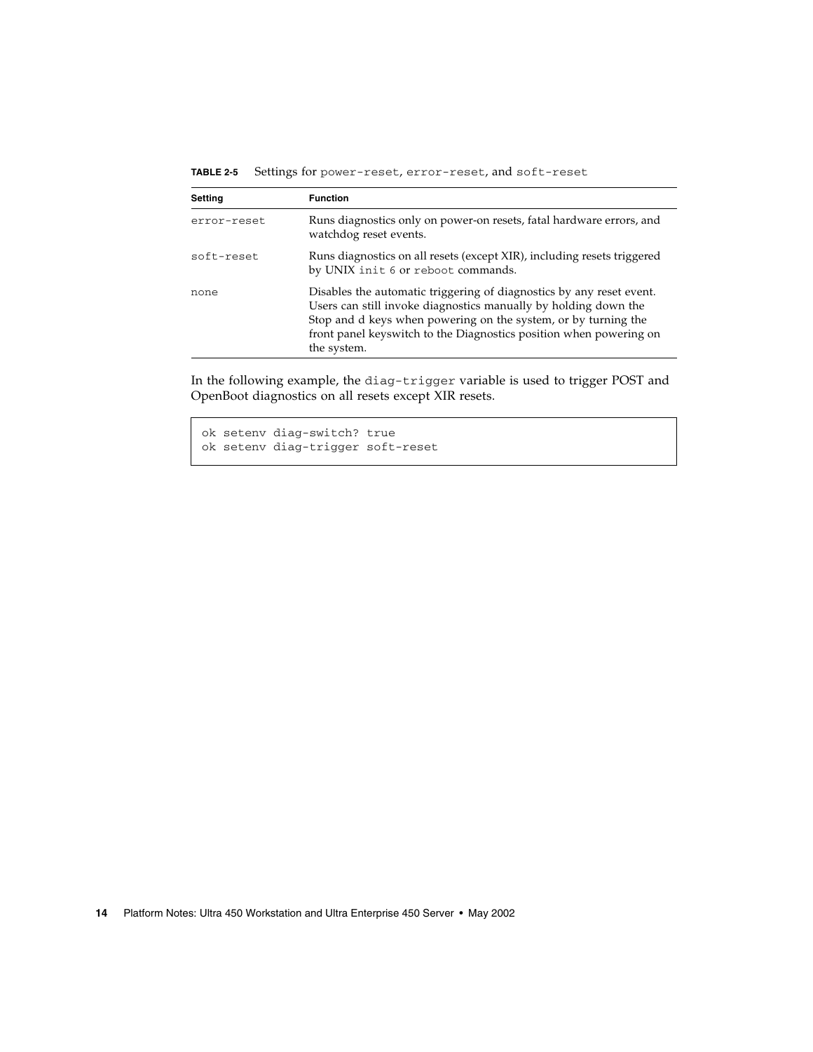**TABLE 2-5** Settings for `power-reset`, `error-reset`, and `soft-reset`

| Setting | Function |
|---|---|
| `error-reset` | Runs diagnostics only on power-on resets, fatal hardware errors, and watchdog reset events. |
| `soft-reset` | Runs diagnostics on all resets (except XIR), including resets triggered by UNIX `init 6` or `reboot` commands. |
| `none` | Disables the automatic triggering of diagnostics by any reset event. Users can still invoke diagnostics manually by holding down the Stop and d keys when powering on the system, or by turning the front panel keyswitch to the Diagnostics position when powering on the system. |

In the following example, the `diag-trigger` variable is used to trigger POST and OpenBoot diagnostics on all resets except XIR resets.

```
ok setenv diag-switch? true
ok setenv diag-trigger soft-reset
```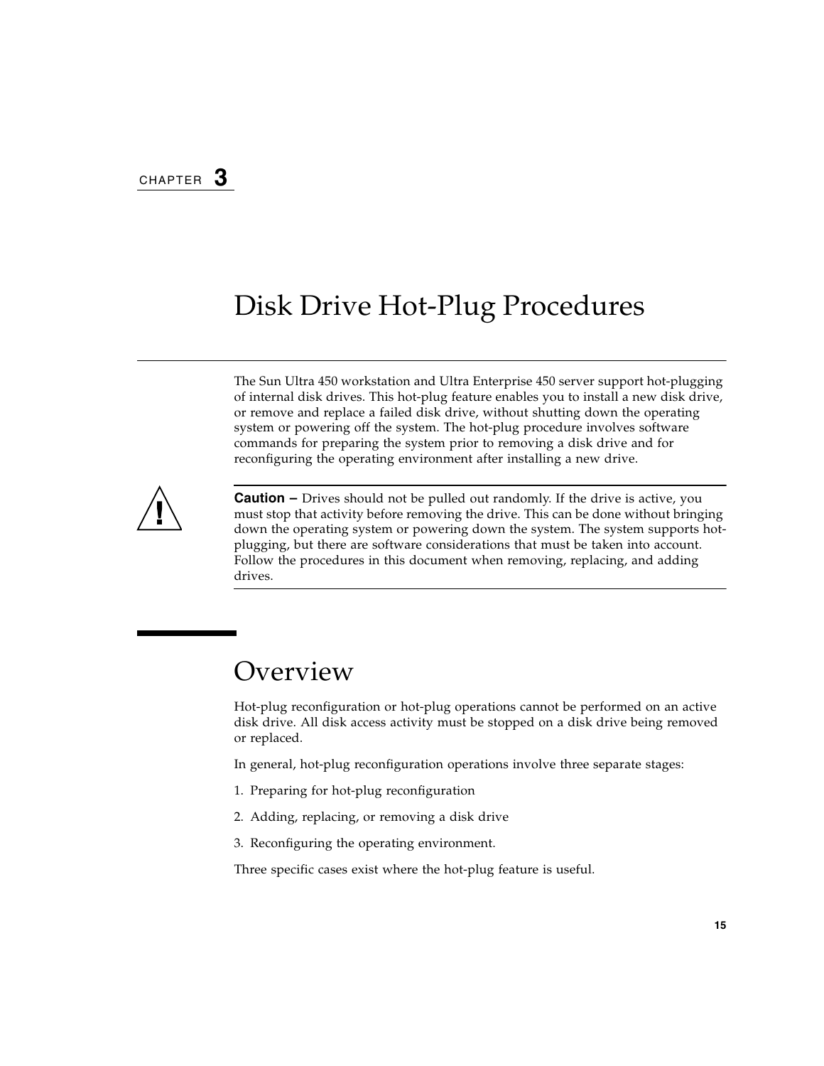CHAPTER 3

# Disk Drive Hot-Plug Procedures

The Sun Ultra 450 workstation and Ultra Enterprise 450 server support hot-plugging of internal disk drives. This hot-plug feature enables you to install a new disk drive, or remove and replace a failed disk drive, without shutting down the operating system or powering off the system. The hot-plug procedure involves software commands for preparing the system prior to removing a disk drive and for reconfiguring the operating environment after installing a new drive.

**Caution –** Drives should not be pulled out randomly. If the drive is active, you must stop that activity before removing the drive. This can be done without bringing down the operating system or powering down the system. The system supports hot-plugging, but there are software considerations that must be taken into account. Follow the procedures in this document when removing, replacing, and adding drives.

## Overview

Hot-plug reconfiguration or hot-plug operations cannot be performed on an active disk drive. All disk access activity must be stopped on a disk drive being removed or replaced.

In general, hot-plug reconfiguration operations involve three separate stages:

1. Preparing for hot-plug reconfiguration
2. Adding, replacing, or removing a disk drive
3. Reconfiguring the operating environment.

Three specific cases exist where the hot-plug feature is useful.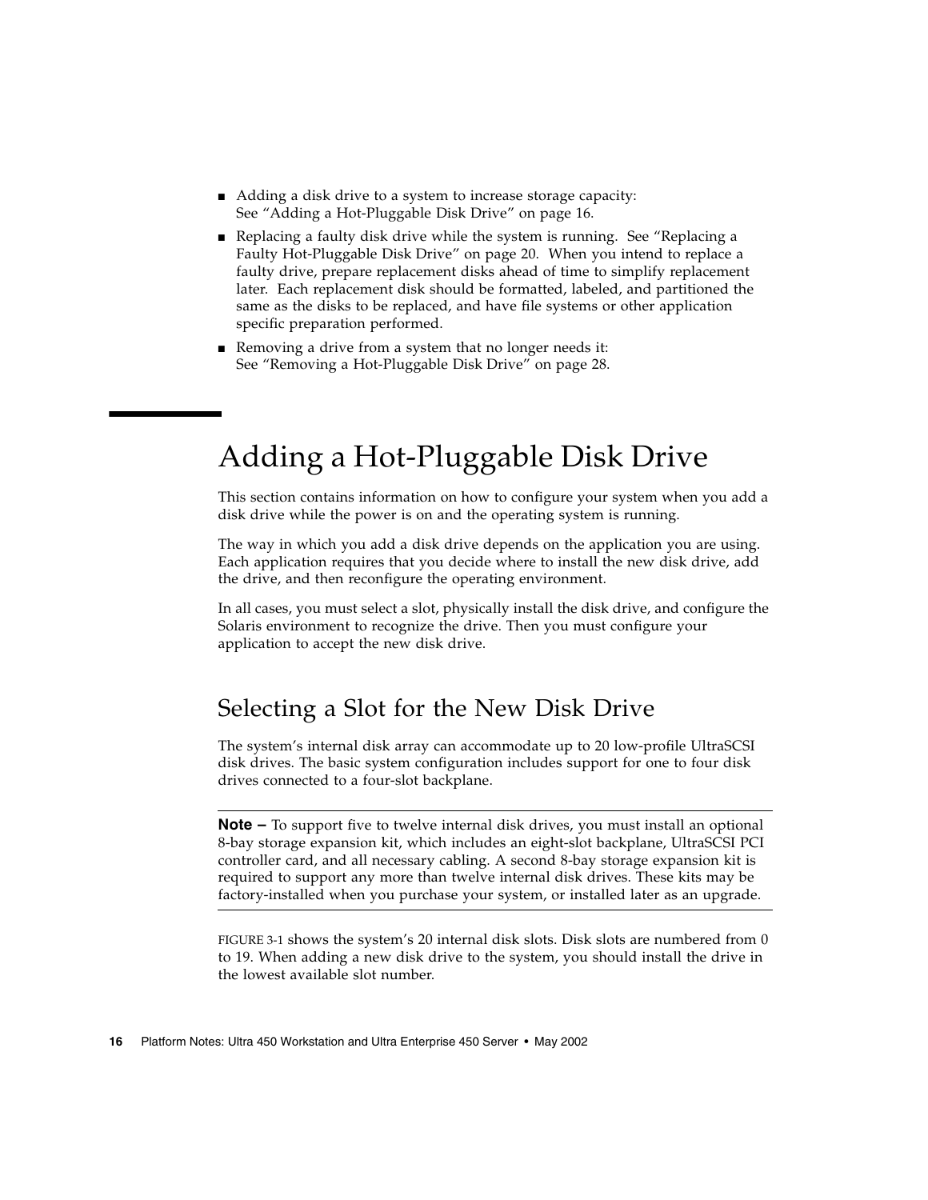- Adding a disk drive to a system to increase storage capacity: See "Adding a Hot-Pluggable Disk Drive" on page 16.
- Replacing a faulty disk drive while the system is running. See "Replacing a Faulty Hot-Pluggable Disk Drive" on page 20. When you intend to replace a faulty drive, prepare replacement disks ahead of time to simplify replacement later. Each replacement disk should be formatted, labeled, and partitioned the same as the disks to be replaced, and have file systems or other application specific preparation performed.
- Removing a drive from a system that no longer needs it: See "Removing a Hot-Pluggable Disk Drive" on page 28.

# Adding a Hot-Pluggable Disk Drive

This section contains information on how to configure your system when you add a disk drive while the power is on and the operating system is running.

The way in which you add a disk drive depends on the application you are using. Each application requires that you decide where to install the new disk drive, add the drive, and then reconfigure the operating environment.

In all cases, you must select a slot, physically install the disk drive, and configure the Solaris environment to recognize the drive. Then you must configure your application to accept the new disk drive.

## Selecting a Slot for the New Disk Drive

The system's internal disk array can accommodate up to 20 low-profile UltraSCSI disk drives. The basic system configuration includes support for one to four disk drives connected to a four-slot backplane.

---

**Note –** To support five to twelve internal disk drives, you must install an optional 8-bay storage expansion kit, which includes an eight-slot backplane, UltraSCSI PCI controller card, and all necessary cabling. A second 8-bay storage expansion kit is required to support any more than twelve internal disk drives. These kits may be factory-installed when you purchase your system, or installed later as an upgrade.

---

FIGURE 3-1 shows the system's 20 internal disk slots. Disk slots are numbered from 0 to 19. When adding a new disk drive to the system, you should install the drive in the lowest available slot number.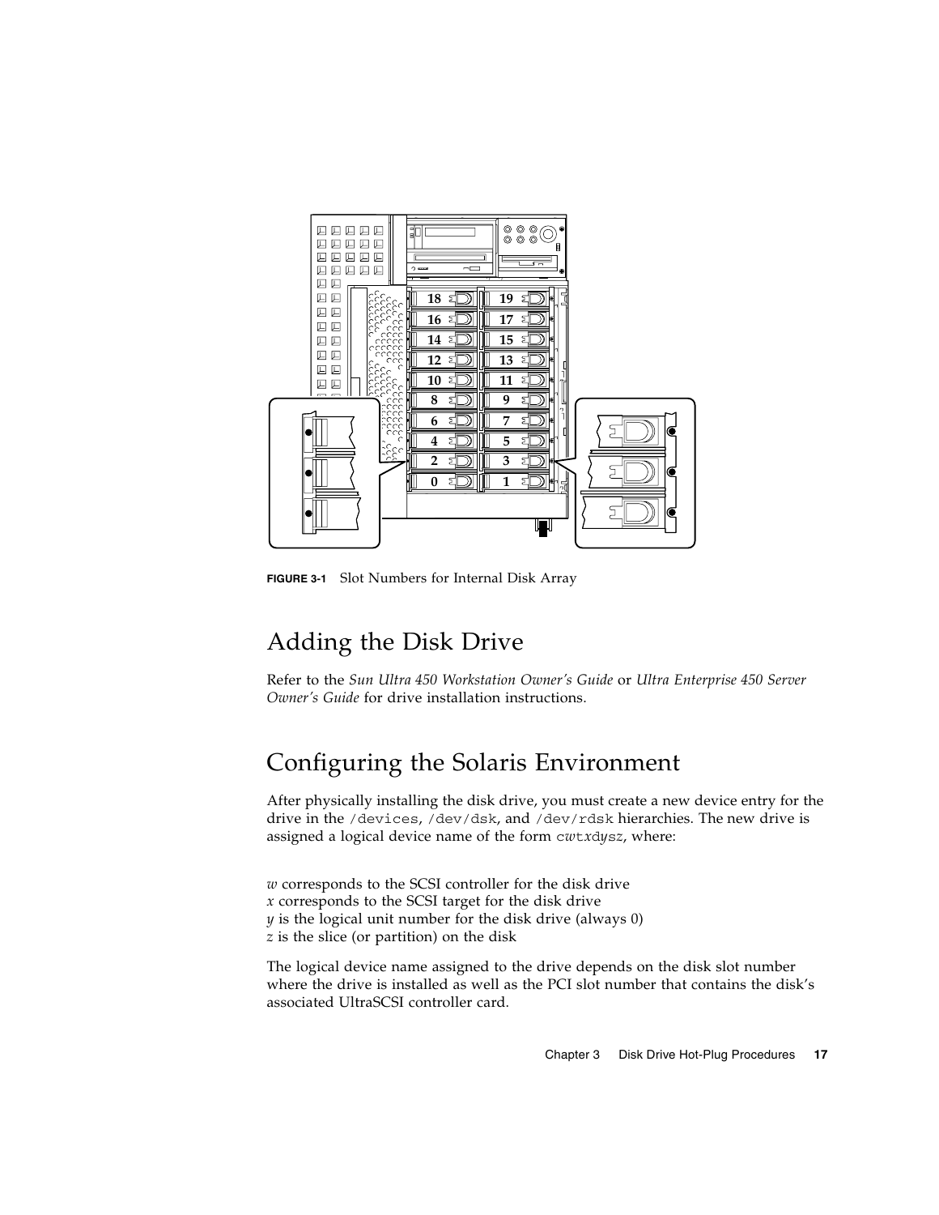**FIGURE 3-1** Slot Numbers for Internal Disk Array

## Adding the Disk Drive

Refer to the *Sun Ultra 450 Workstation Owner's Guide* or *Ultra Enterprise 450 Server Owner's Guide* for drive installation instructions.

## Configuring the Solaris Environment

After physically installing the disk drive, you must create a new device entry for the drive in the `/devices`, `/dev/dsk`, and `/dev/rdsk` hierarchies. The new drive is assigned a logical device name of the form c*w*t*x*d*y*s*z*, where:

*w* corresponds to the SCSI controller for the disk drive
*x* corresponds to the SCSI target for the disk drive
*y* is the logical unit number for the disk drive (always 0)
*z* is the slice (or partition) on the disk

The logical device name assigned to the drive depends on the disk slot number where the drive is installed as well as the PCI slot number that contains the disk's associated UltraSCSI controller card.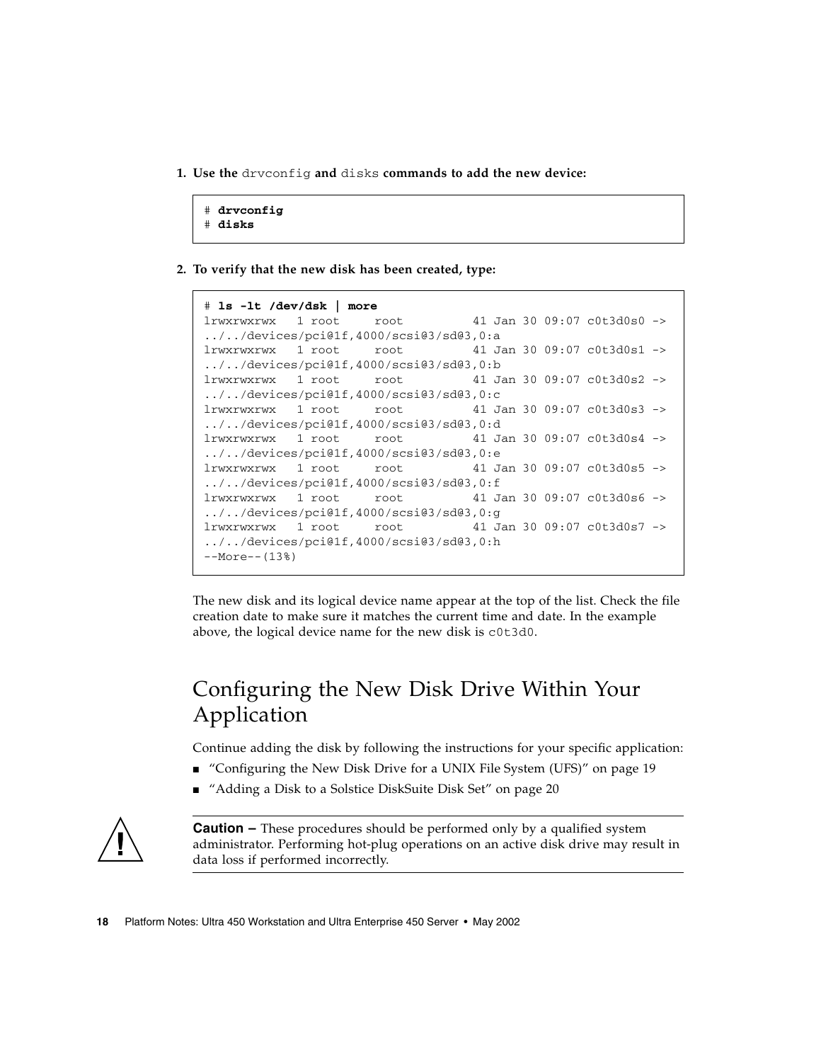1. **Use the** `drvconfig` **and** `disks` **commands to add the new device:**

```
# drvconfig
# disks
```

2. **To verify that the new disk has been created, type:**

```
# ls -lt /dev/dsk | more
lrwxrwxrwx   1 root     root          41 Jan 30 09:07 c0t3d0s0 ->
../../devices/pci@1f,4000/scsi@3/sd@3,0:a
lrwxrwxrwx   1 root     root          41 Jan 30 09:07 c0t3d0s1 ->
../../devices/pci@1f,4000/scsi@3/sd@3,0:b
lrwxrwxrwx   1 root     root          41 Jan 30 09:07 c0t3d0s2 ->
../../devices/pci@1f,4000/scsi@3/sd@3,0:c
lrwxrwxrwx   1 root     root          41 Jan 30 09:07 c0t3d0s3 ->
../../devices/pci@1f,4000/scsi@3/sd@3,0:d
lrwxrwxrwx   1 root     root          41 Jan 30 09:07 c0t3d0s4 ->
../../devices/pci@1f,4000/scsi@3/sd@3,0:e
lrwxrwxrwx   1 root     root          41 Jan 30 09:07 c0t3d0s5 ->
../../devices/pci@1f,4000/scsi@3/sd@3,0:f
lrwxrwxrwx   1 root     root          41 Jan 30 09:07 c0t3d0s6 ->
../../devices/pci@1f,4000/scsi@3/sd@3,0:g
lrwxrwxrwx   1 root     root          41 Jan 30 09:07 c0t3d0s7 ->
../../devices/pci@1f,4000/scsi@3/sd@3,0:h
--More--(13%)
```

The new disk and its logical device name appear at the top of the list. Check the file creation date to make sure it matches the current time and date. In the example above, the logical device name for the new disk is `c0t3d0`.

## Configuring the New Disk Drive Within Your Application

Continue adding the disk by following the instructions for your specific application:

- "Configuring the New Disk Drive for a UNIX File System (UFS)" on page 19
- "Adding a Disk to a Solstice DiskSuite Disk Set" on page 20

**Caution –** These procedures should be performed only by a qualified system administrator. Performing hot-plug operations on an active disk drive may result in data loss if performed incorrectly.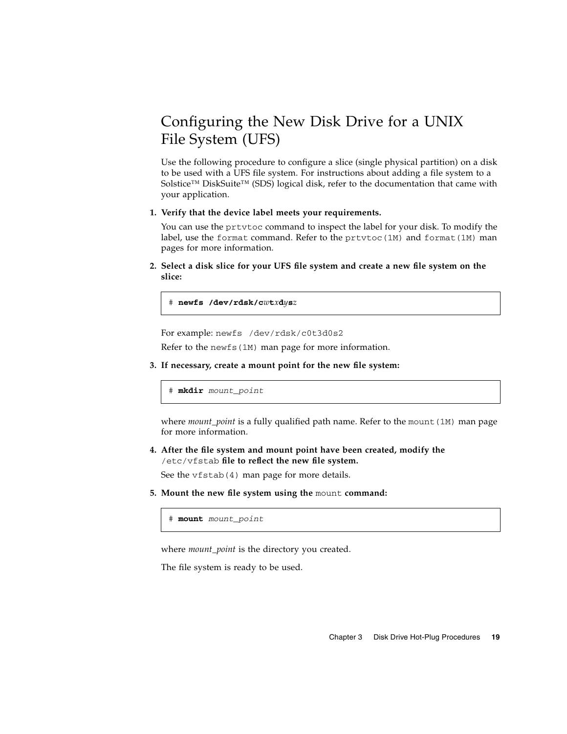## Configuring the New Disk Drive for a UNIX File System (UFS)

Use the following procedure to configure a slice (single physical partition) on a disk to be used with a UFS file system. For instructions about adding a file system to a Solstice™ DiskSuite™ (SDS) logical disk, refer to the documentation that came with your application.

1. **Verify that the device label meets your requirements.**

   You can use the `prtvtoc` command to inspect the label for your disk. To modify the label, use the `format` command. Refer to the `prtvtoc(1M)` and `format(1M)` man pages for more information.

2. **Select a disk slice for your UFS file system and create a new file system on the slice:**

   ```
   # newfs /dev/rdsk/cwtxdysz
   ```

   For example: `newfs /dev/rdsk/c0t3d0s2`

   Refer to the `newfs(1M)` man page for more information.

3. **If necessary, create a mount point for the new file system:**

   ```
   # mkdir mount_point
   ```

   where *mount_point* is a fully qualified path name. Refer to the `mount(1M)` man page for more information.

4. **After the file system and mount point have been created, modify the** `/etc/vfstab` **file to reflect the new file system.**

   See the `vfstab(4)` man page for more details.

5. **Mount the new file system using the** `mount` **command:**

   ```
   # mount mount_point
   ```

   where *mount_point* is the directory you created.

   The file system is ready to be used.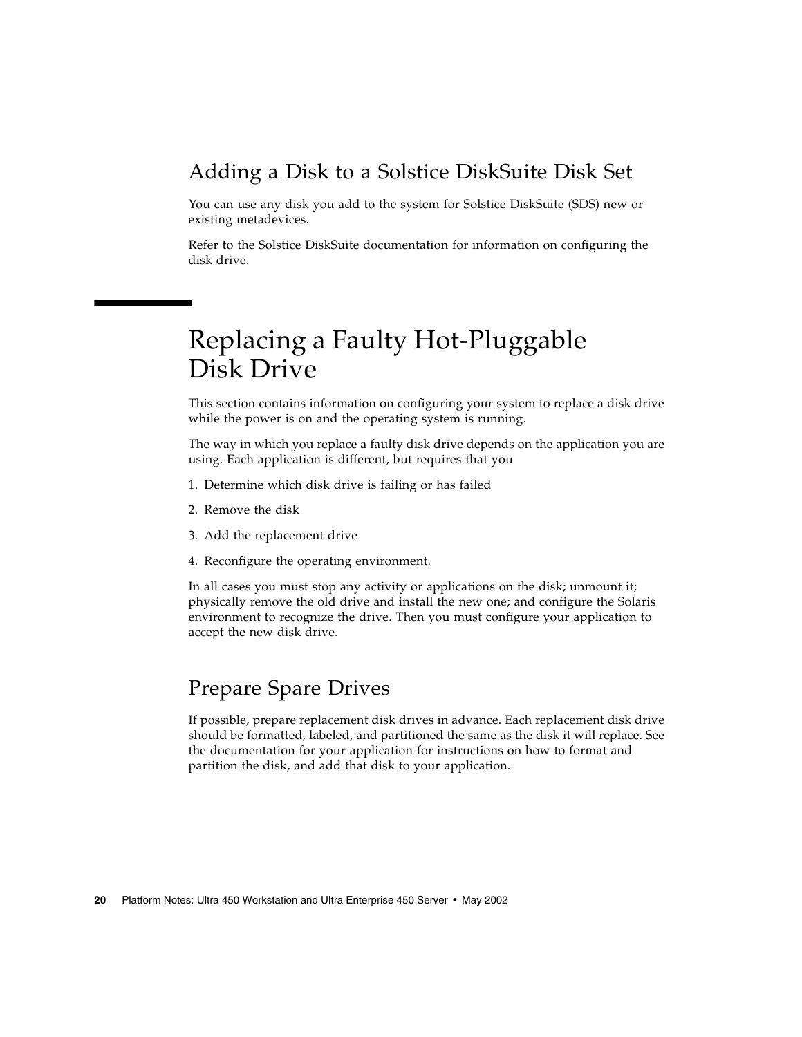## Adding a Disk to a Solstice DiskSuite Disk Set

You can use any disk you add to the system for Solstice DiskSuite (SDS) new or existing metadevices.

Refer to the Solstice DiskSuite documentation for information on configuring the disk drive.

# Replacing a Faulty Hot-Pluggable Disk Drive

This section contains information on configuring your system to replace a disk drive while the power is on and the operating system is running.

The way in which you replace a faulty disk drive depends on the application you are using. Each application is different, but requires that you

1. Determine which disk drive is failing or has failed
2. Remove the disk
3. Add the replacement drive
4. Reconfigure the operating environment.

In all cases you must stop any activity or applications on the disk; unmount it; physically remove the old drive and install the new one; and configure the Solaris environment to recognize the drive. Then you must configure your application to accept the new disk drive.

## Prepare Spare Drives

If possible, prepare replacement disk drives in advance. Each replacement disk drive should be formatted, labeled, and partitioned the same as the disk it will replace. See the documentation for your application for instructions on how to format and partition the disk, and add that disk to your application.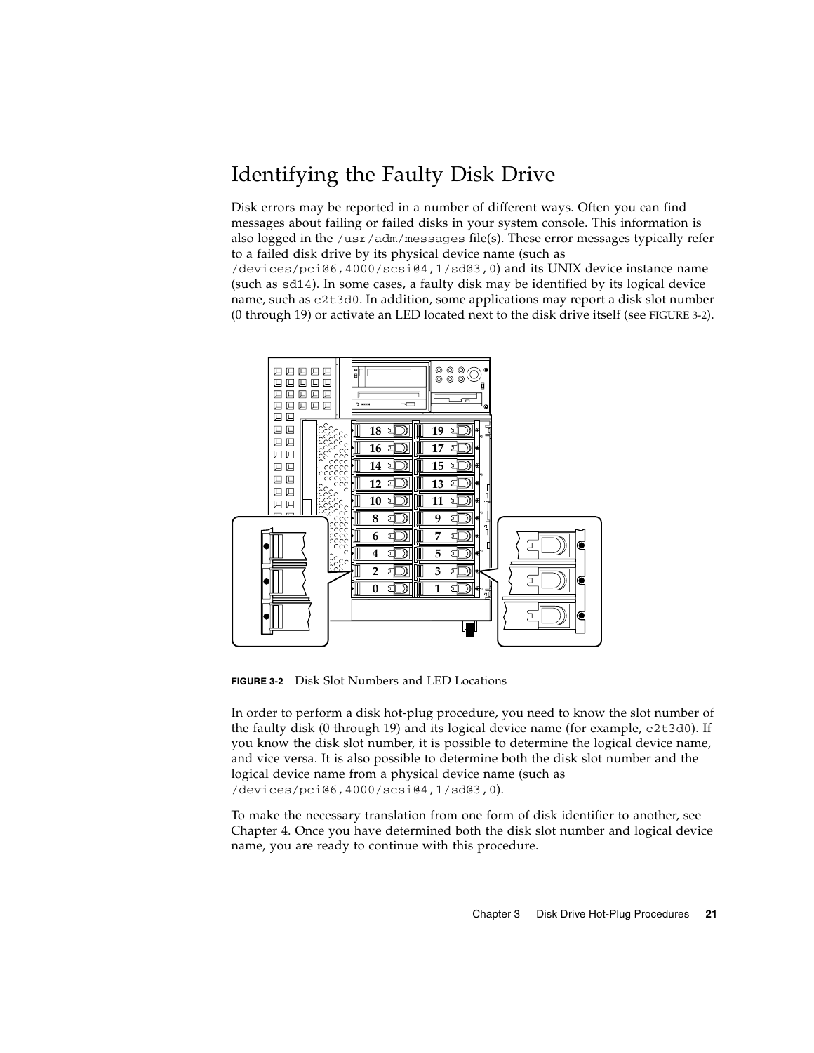## Identifying the Faulty Disk Drive

Disk errors may be reported in a number of different ways. Often you can find messages about failing or failed disks in your system console. This information is also logged in the `/usr/adm/messages` file(s). These error messages typically refer to a failed disk drive by its physical device name (such as `/devices/pci@6,4000/scsi@4,1/sd@3,0`) and its UNIX device instance name (such as `sd14`). In some cases, a faulty disk may be identified by its logical device name, such as `c2t3d0`. In addition, some applications may report a disk slot number (0 through 19) or activate an LED located next to the disk drive itself (see FIGURE 3-2).

**FIGURE 3-2** Disk Slot Numbers and LED Locations

In order to perform a disk hot-plug procedure, you need to know the slot number of the faulty disk (0 through 19) and its logical device name (for example, `c2t3d0`). If you know the disk slot number, it is possible to determine the logical device name, and vice versa. It is also possible to determine both the disk slot number and the logical device name from a physical device name (such as `/devices/pci@6,4000/scsi@4,1/sd@3,0`).

To make the necessary translation from one form of disk identifier to another, see Chapter 4. Once you have determined both the disk slot number and logical device name, you are ready to continue with this procedure.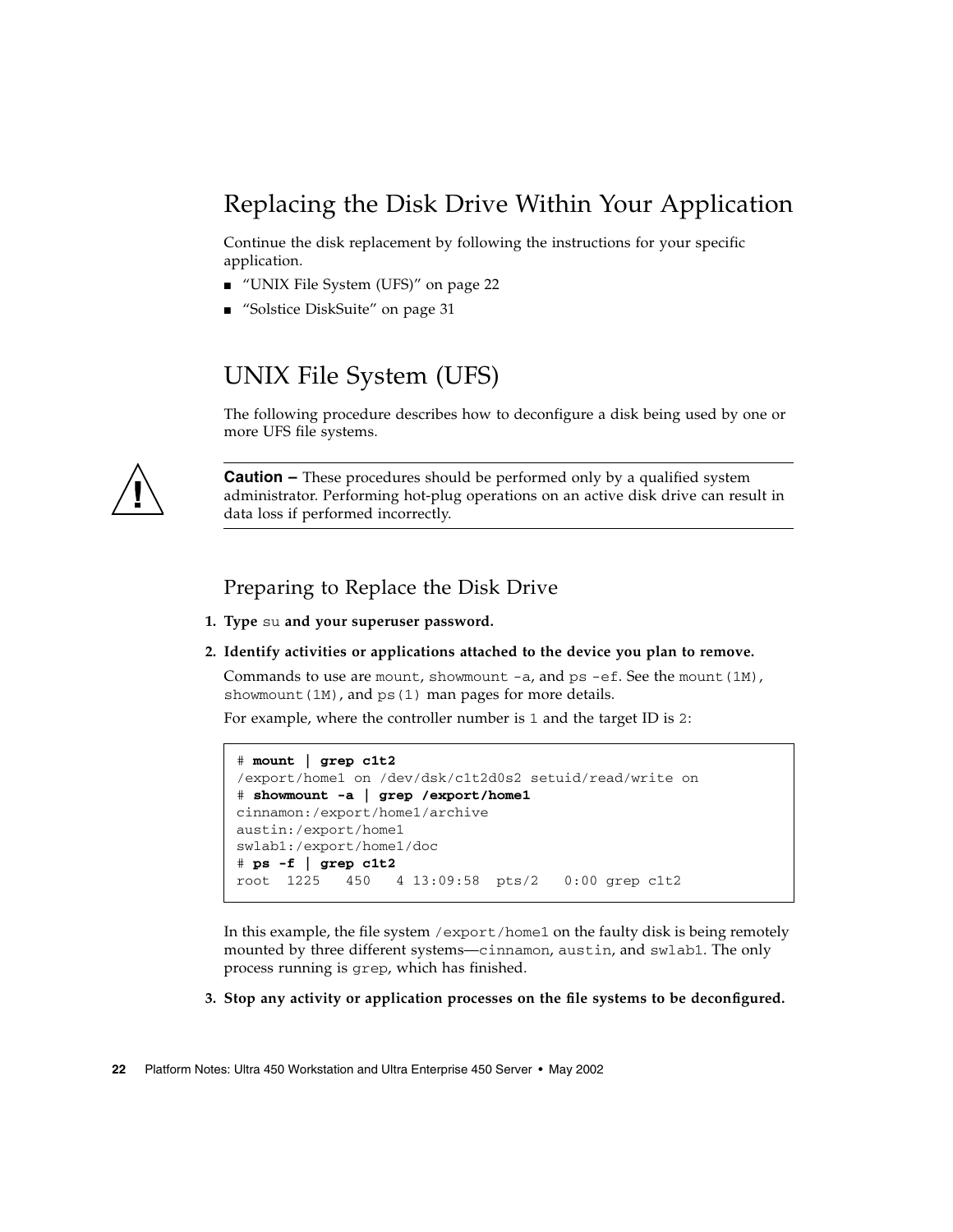## Replacing the Disk Drive Within Your Application

Continue the disk replacement by following the instructions for your specific application.

- "UNIX File System (UFS)" on page 22
- "Solstice DiskSuite" on page 31

## UNIX File System (UFS)

The following procedure describes how to deconfigure a disk being used by one or more UFS file systems.

---

**Caution –** These procedures should be performed only by a qualified system administrator. Performing hot-plug operations on an active disk drive can result in data loss if performed incorrectly.

---

### Preparing to Replace the Disk Drive

1. **Type `su` and your superuser password.**

2. **Identify activities or applications attached to the device you plan to remove.**

   Commands to use are `mount`, `showmount -a`, and `ps -ef`. See the `mount(1M)`, `showmount(1M)`, and `ps(1)` man pages for more details.

   For example, where the controller number is `1` and the target ID is `2`:

```
# mount | grep c1t2
/export/home1 on /dev/dsk/c1t2d0s2 setuid/read/write on
# showmount -a | grep /export/home1
cinnamon:/export/home1/archive
austin:/export/home1
swlab1:/export/home1/doc
# ps -f | grep c1t2
root  1225   450   4 13:09:58  pts/2   0:00 grep c1t2
```

   In this example, the file system `/export/home1` on the faulty disk is being remotely mounted by three different systems—`cinnamon`, `austin`, and `swlab1`. The only process running is `grep`, which has finished.

3. **Stop any activity or application processes on the file systems to be deconfigured.**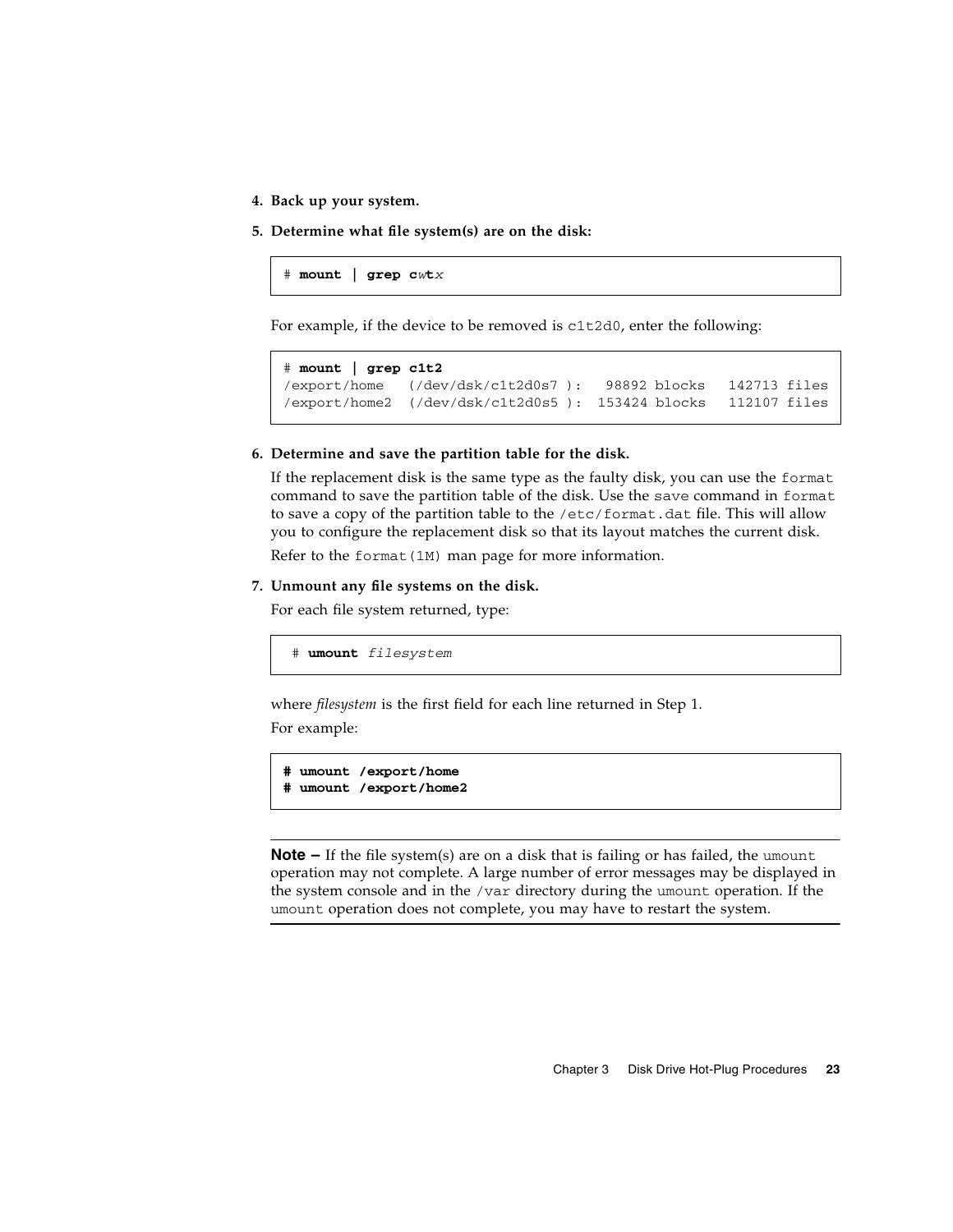4. **Back up your system.**
5. **Determine what file system(s) are on the disk:**

```
# mount | grep cwtx
```

For example, if the device to be removed is `c1t2d0`, enter the following:

```
# mount | grep c1t2
/export/home   (/dev/dsk/c1t2d0s7 ):   98892 blocks   142713 files
/export/home2  (/dev/dsk/c1t2d0s5 ):  153424 blocks   112107 files
```

6. **Determine and save the partition table for the disk.**

   If the replacement disk is the same type as the faulty disk, you can use the `format` command to save the partition table of the disk. Use the `save` command in `format` to save a copy of the partition table to the `/etc/format.dat` file. This will allow you to configure the replacement disk so that its layout matches the current disk.

   Refer to the `format(1M)` man page for more information.

7. **Unmount any file systems on the disk.**

   For each file system returned, type:

```
# umount filesystem
```

where *filesystem* is the first field for each line returned in Step 1.

For example:

```
# umount /export/home
# umount /export/home2
```

---

**Note –** If the file system(s) are on a disk that is failing or has failed, the `umount` operation may not complete. A large number of error messages may be displayed in the system console and in the `/var` directory during the `umount` operation. If the `umount` operation does not complete, you may have to restart the system.

---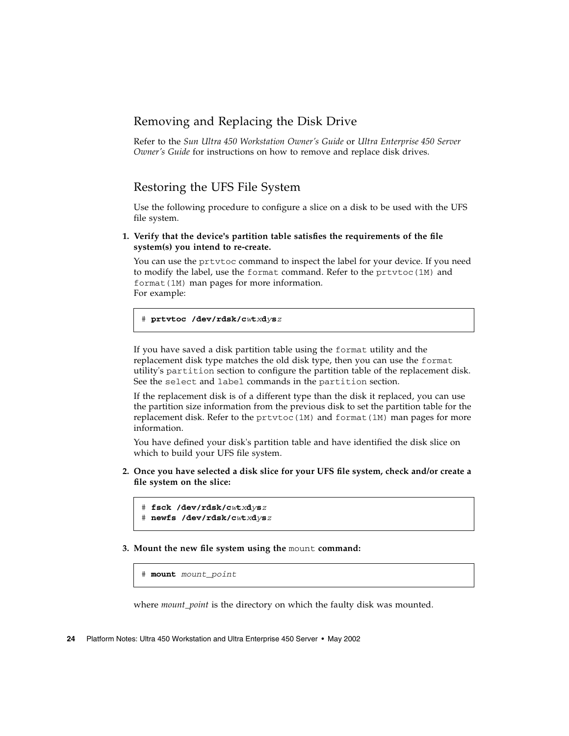## Removing and Replacing the Disk Drive

Refer to the *Sun Ultra 450 Workstation Owner's Guide* or *Ultra Enterprise 450 Server Owner's Guide* for instructions on how to remove and replace disk drives.

## Restoring the UFS File System

Use the following procedure to configure a slice on a disk to be used with the UFS file system.

1. **Verify that the device's partition table satisfies the requirements of the file system(s) you intend to re-create.**

   You can use the `prtvtoc` command to inspect the label for your device. If you need to modify the label, use the `format` command. Refer to the `prtvtoc(1M)` and `format(1M)` man pages for more information.
   For example:

   ```
   # prtvtoc /dev/rdsk/cwtxdysz
   ```

   If you have saved a disk partition table using the `format` utility and the replacement disk type matches the old disk type, then you can use the `format` utility's `partition` section to configure the partition table of the replacement disk. See the `select` and `label` commands in the `partition` section.

   If the replacement disk is of a different type than the disk it replaced, you can use the partition size information from the previous disk to set the partition table for the replacement disk. Refer to the `prtvtoc(1M)` and `format(1M)` man pages for more information.

   You have defined your disk's partition table and have identified the disk slice on which to build your UFS file system.

2. **Once you have selected a disk slice for your UFS file system, check and/or create a file system on the slice:**

   ```
   # fsck /dev/rdsk/cwtxdysz
   # newfs /dev/rdsk/cwtxdysz
   ```

3. **Mount the new file system using the** `mount` **command:**

   ```
   # mount mount_point
   ```

   where *mount_point* is the directory on which the faulty disk was mounted.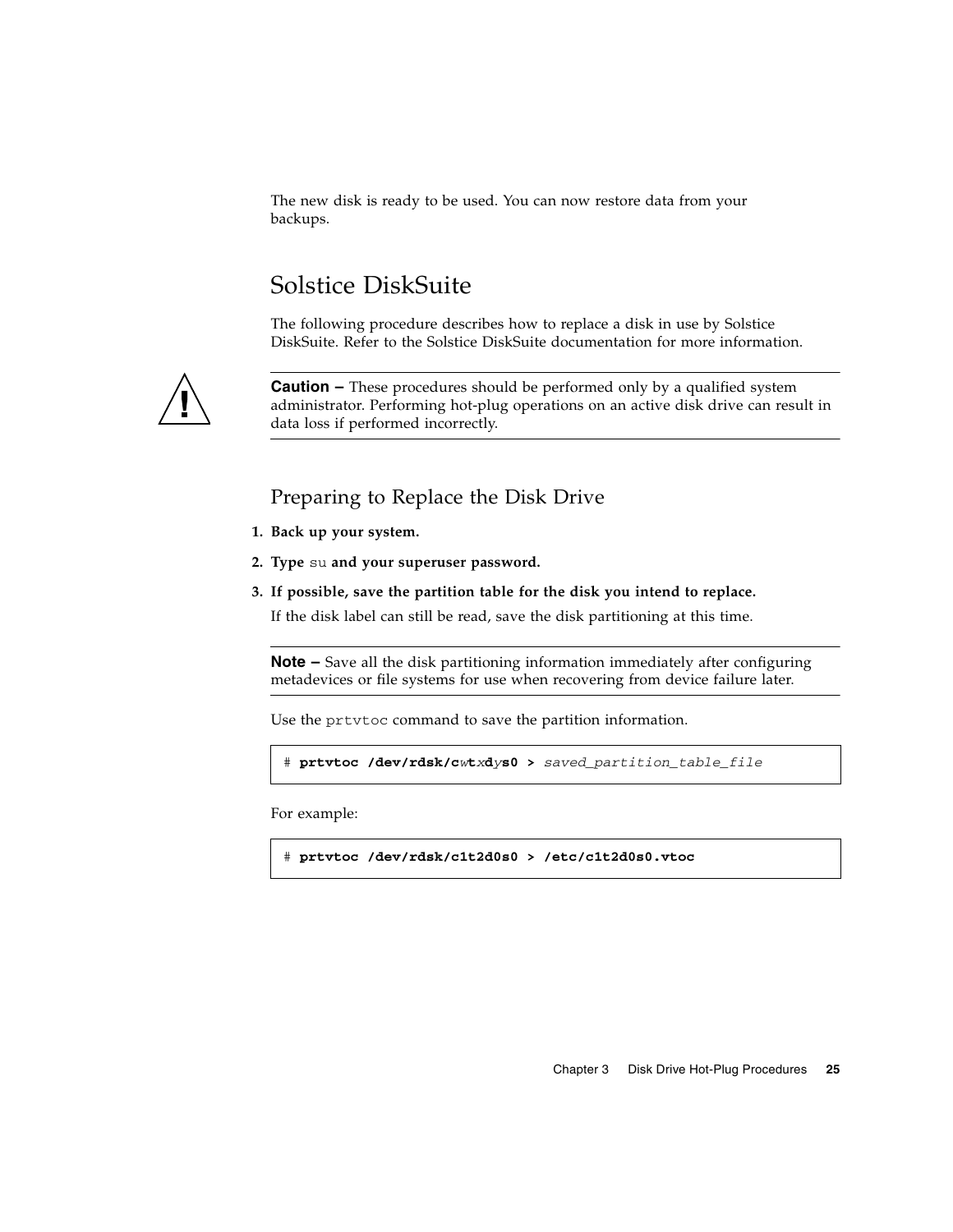The new disk is ready to be used. You can now restore data from your backups.

## Solstice DiskSuite

The following procedure describes how to replace a disk in use by Solstice DiskSuite. Refer to the Solstice DiskSuite documentation for more information.

---

**Caution –** These procedures should be performed only by a qualified system administrator. Performing hot-plug operations on an active disk drive can result in data loss if performed incorrectly.

---

### Preparing to Replace the Disk Drive

1. **Back up your system.**
2. **Type `su` and your superuser password.**
3. **If possible, save the partition table for the disk you intend to replace.**

   If the disk label can still be read, save the disk partitioning at this time.

   ---

   **Note –** Save all the disk partitioning information immediately after configuring metadevices or file systems for use when recovering from device failure later.

   ---

   Use the `prtvtoc` command to save the partition information.

   ```
   # prtvtoc /dev/rdsk/cwtxdys0 > saved_partition_table_file
   ```

   For example:

   ```
   # prtvtoc /dev/rdsk/c1t2d0s0 > /etc/c1t2d0s0.vtoc
   ```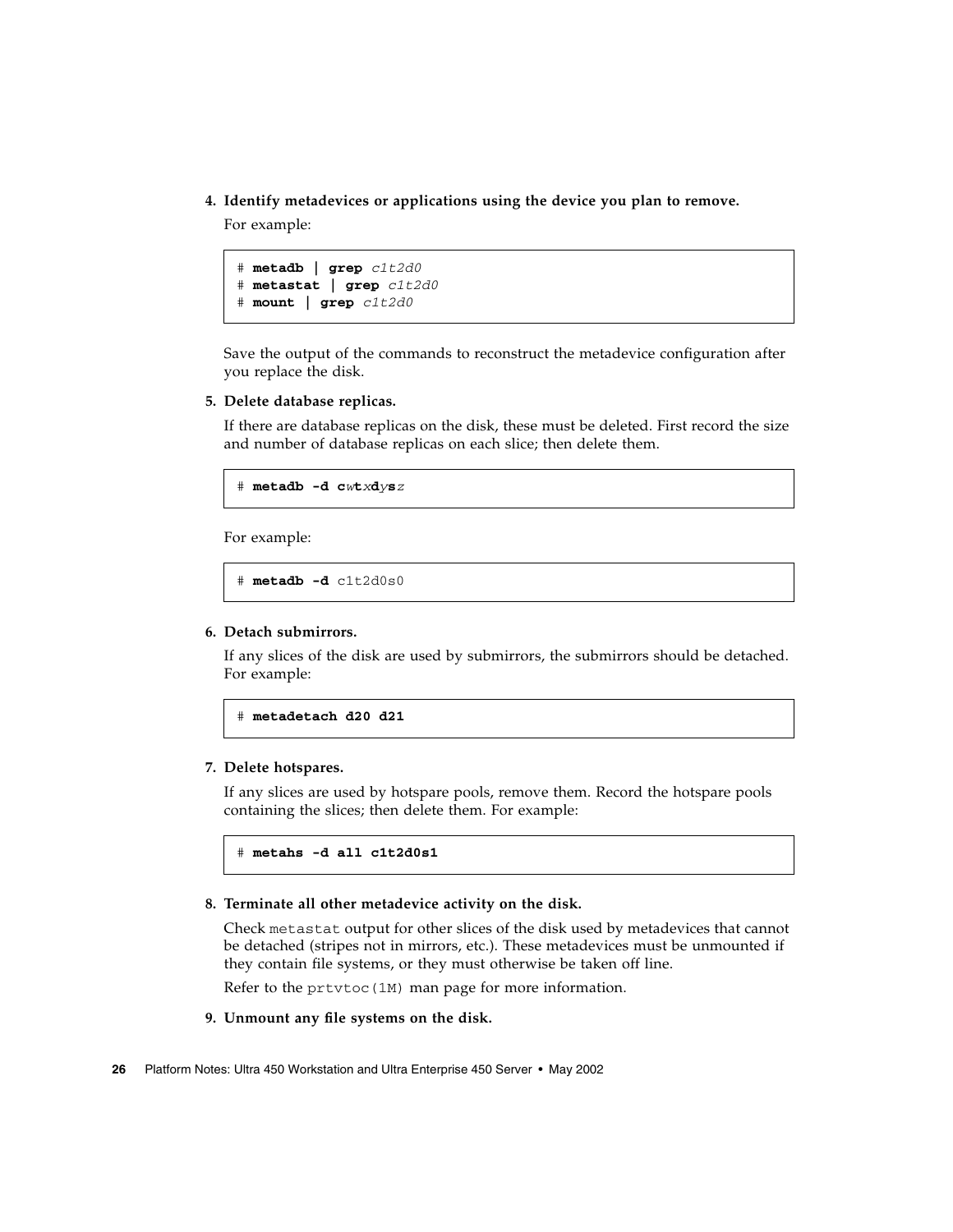4. **Identify metadevices or applications using the device you plan to remove.**

   For example:

```
# metadb | grep c1t2d0
# metastat | grep c1t2d0
# mount | grep c1t2d0
```

   Save the output of the commands to reconstruct the metadevice configuration after you replace the disk.

5. **Delete database replicas.**

   If there are database replicas on the disk, these must be deleted. First record the size and number of database replicas on each slice; then delete them.

```
# metadb -d cwtxdysz
```

   For example:

```
# metadb -d c1t2d0s0
```

6. **Detach submirrors.**

   If any slices of the disk are used by submirrors, the submirrors should be detached. For example:

```
# metadetach d20 d21
```

7. **Delete hotspares.**

   If any slices are used by hotspare pools, remove them. Record the hotspare pools containing the slices; then delete them. For example:

```
# metahs -d all c1t2d0s1
```

8. **Terminate all other metadevice activity on the disk.**

   Check `metastat` output for other slices of the disk used by metadevices that cannot be detached (stripes not in mirrors, etc.). These metadevices must be unmounted if they contain file systems, or they must otherwise be taken off line.

   Refer to the `prtvtoc(1M)` man page for more information.

9. **Unmount any file systems on the disk.**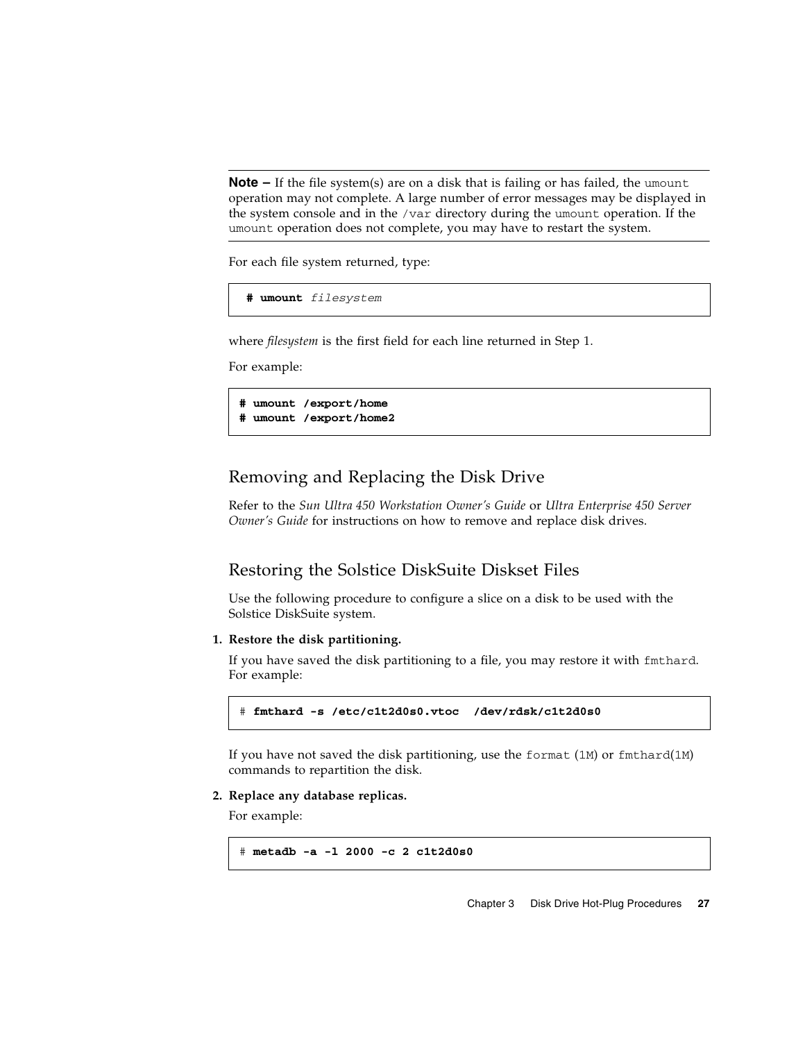---

**Note –** If the file system(s) are on a disk that is failing or has failed, the `umount` operation may not complete. A large number of error messages may be displayed in the system console and in the `/var` directory during the `umount` operation. If the `umount` operation does not complete, you may have to restart the system.

---

For each file system returned, type:

```
# umount filesystem
```

where *filesystem* is the first field for each line returned in Step 1.

For example:

```
# umount /export/home
# umount /export/home2
```

## Removing and Replacing the Disk Drive

Refer to the *Sun Ultra 450 Workstation Owner's Guide* or *Ultra Enterprise 450 Server Owner's Guide* for instructions on how to remove and replace disk drives.

## Restoring the Solstice DiskSuite Diskset Files

Use the following procedure to configure a slice on a disk to be used with the Solstice DiskSuite system.

**1. Restore the disk partitioning.**

If you have saved the disk partitioning to a file, you may restore it with `fmthard`. For example:

```
# fmthard -s /etc/c1t2d0s0.vtoc  /dev/rdsk/c1t2d0s0
```

If you have not saved the disk partitioning, use the `format` (`1M`) or `fmthard`(`1M`) commands to repartition the disk.

**2. Replace any database replicas.**

For example:

```
# metadb -a -l 2000 -c 2 c1t2d0s0
```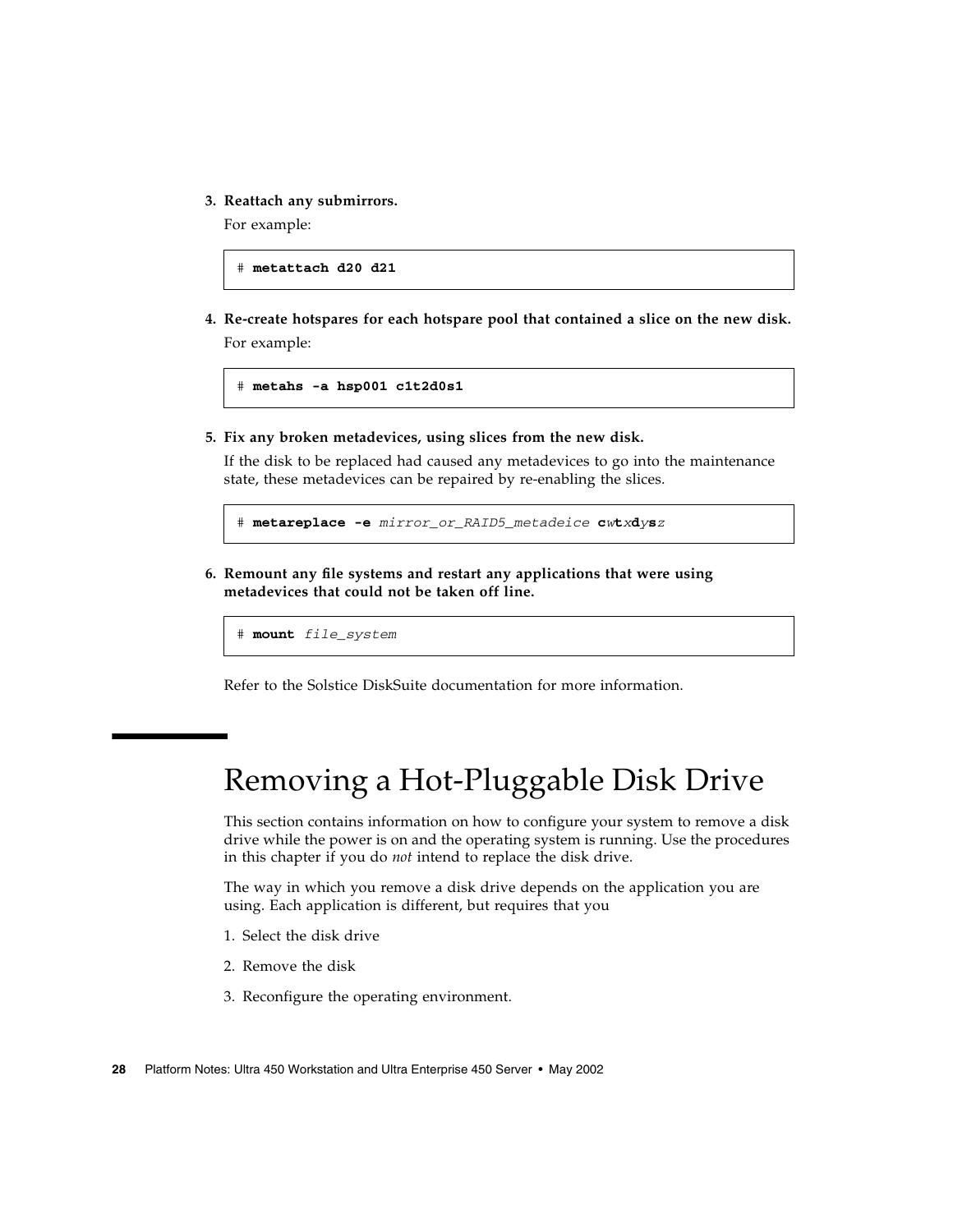3. **Reattach any submirrors.**

   For example:

```
# metattach d20 d21
```

4. **Re-create hotspares for each hotspare pool that contained a slice on the new disk.**

   For example:

```
# metahs -a hsp001 c1t2d0s1
```

5. **Fix any broken metadevices, using slices from the new disk.**

   If the disk to be replaced had caused any metadevices to go into the maintenance state, these metadevices can be repaired by re-enabling the slices.

```
# metareplace -e mirror_or_RAID5_metadeice cwtxdysz
```

6. **Remount any file systems and restart any applications that were using metadevices that could not be taken off line.**

```
# mount file_system
```

Refer to the Solstice DiskSuite documentation for more information.

# Removing a Hot-Pluggable Disk Drive

This section contains information on how to configure your system to remove a disk drive while the power is on and the operating system is running. Use the procedures in this chapter if you do *not* intend to replace the disk drive.

The way in which you remove a disk drive depends on the application you are using. Each application is different, but requires that you

1. Select the disk drive
2. Remove the disk
3. Reconfigure the operating environment.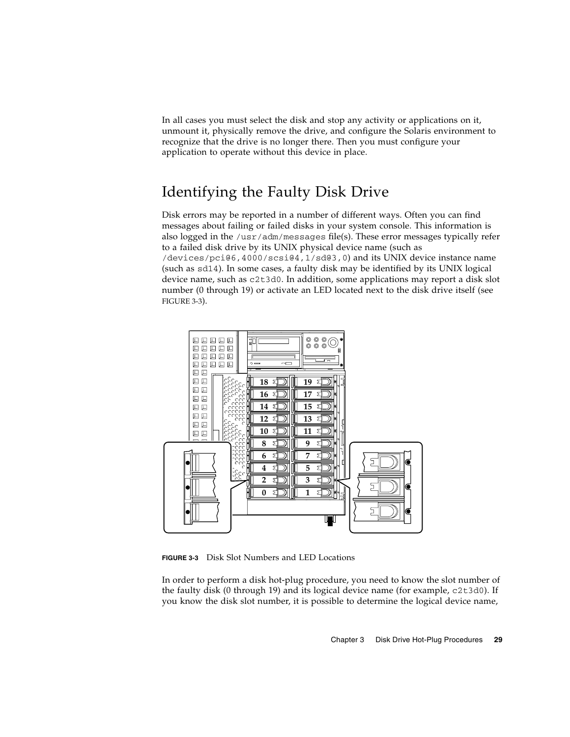In all cases you must select the disk and stop any activity or applications on it, unmount it, physically remove the drive, and configure the Solaris environment to recognize that the drive is no longer there. Then you must configure your application to operate without this device in place.

## Identifying the Faulty Disk Drive

Disk errors may be reported in a number of different ways. Often you can find messages about failing or failed disks in your system console. This information is also logged in the `/usr/adm/messages` file(s). These error messages typically refer to a failed disk drive by its UNIX physical device name (such as `/devices/pci@6,4000/scsi@4,1/sd@3,0`) and its UNIX device instance name (such as `sd14`). In some cases, a faulty disk may be identified by its UNIX logical device name, such as `c2t3d0`. In addition, some applications may report a disk slot number (0 through 19) or activate an LED located next to the disk drive itself (see FIGURE 3-3).

**FIGURE 3-3** Disk Slot Numbers and LED Locations

In order to perform a disk hot-plug procedure, you need to know the slot number of the faulty disk (0 through 19) and its logical device name (for example, `c2t3d0`). If you know the disk slot number, it is possible to determine the logical device name,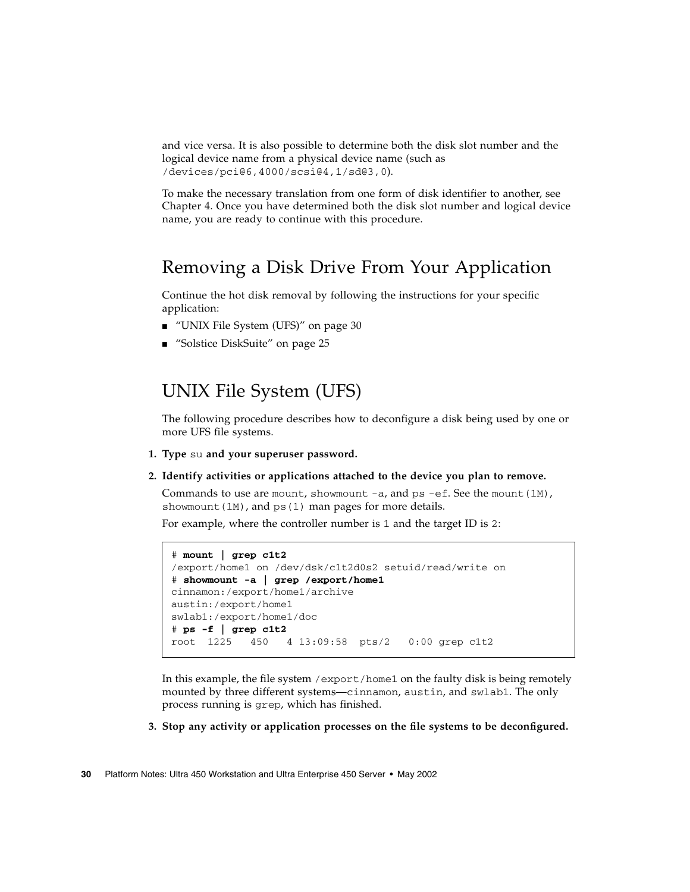and vice versa. It is also possible to determine both the disk slot number and the logical device name from a physical device name (such as `/devices/pci@6,4000/scsi@4,1/sd@3,0`).

To make the necessary translation from one form of disk identifier to another, see Chapter 4. Once you have determined both the disk slot number and logical device name, you are ready to continue with this procedure.

## Removing a Disk Drive From Your Application

Continue the hot disk removal by following the instructions for your specific application:

- "UNIX File System (UFS)" on page 30
- "Solstice DiskSuite" on page 25

## UNIX File System (UFS)

The following procedure describes how to deconfigure a disk being used by one or more UFS file systems.

1. **Type `su` and your superuser password.**

2. **Identify activities or applications attached to the device you plan to remove.**

   Commands to use are `mount`, `showmount -a`, and `ps -ef`. See the `mount(1M)`, `showmount(1M)`, and `ps(1)` man pages for more details.

   For example, where the controller number is `1` and the target ID is `2`:

```
# mount | grep c1t2
/export/home1 on /dev/dsk/c1t2d0s2 setuid/read/write on
# showmount -a | grep /export/home1
cinnamon:/export/home1/archive
austin:/export/home1
swlab1:/export/home1/doc
# ps -f | grep c1t2
root  1225   450   4 13:09:58  pts/2   0:00 grep c1t2
```

   In this example, the file system `/export/home1` on the faulty disk is being remotely mounted by three different systems—`cinnamon`, `austin`, and `swlab1`. The only process running is `grep`, which has finished.

3. **Stop any activity or application processes on the file systems to be deconfigured.**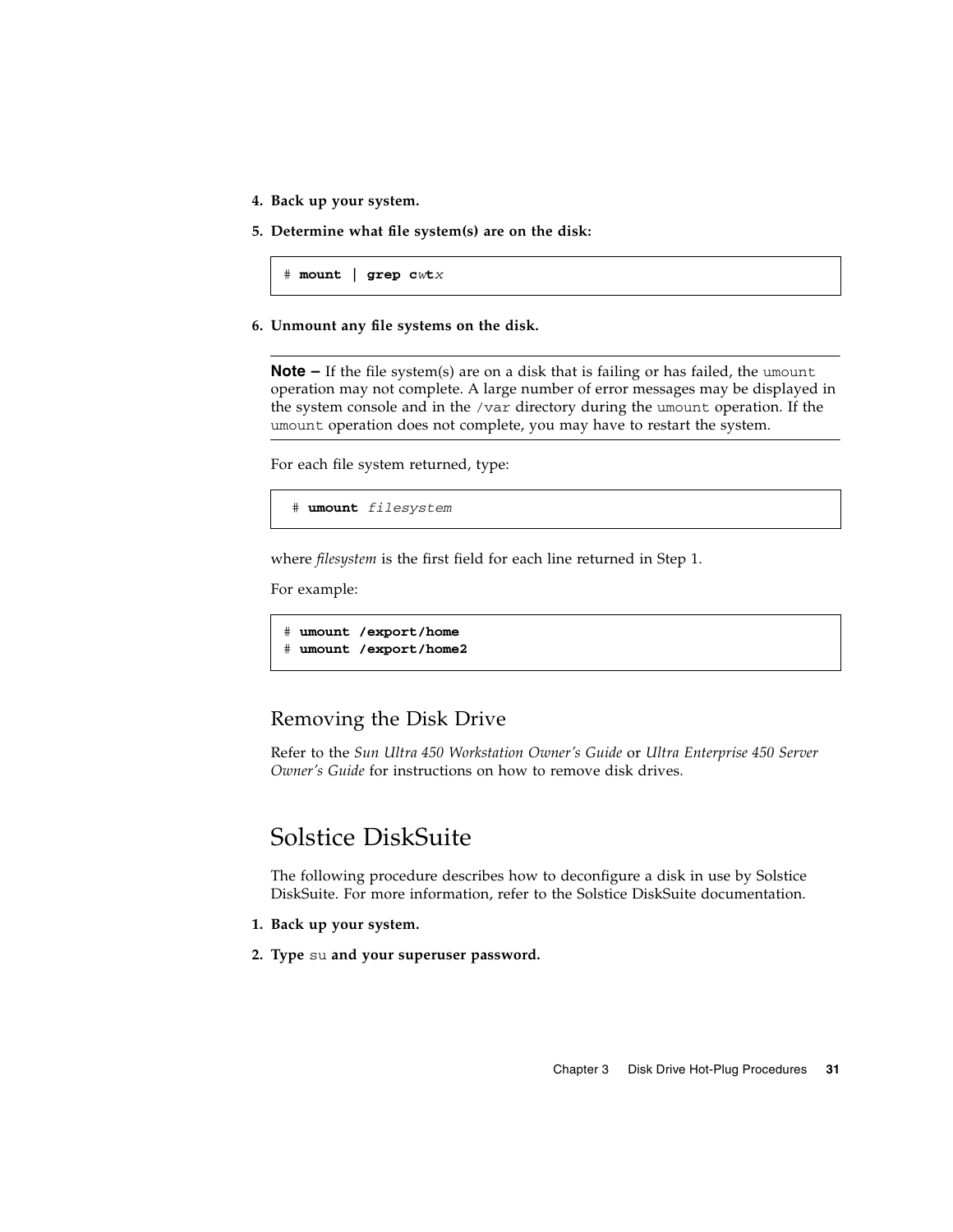4. **Back up your system.**

5. **Determine what file system(s) are on the disk:**

```
# mount | grep cwtx
```

6. **Unmount any file systems on the disk.**

---

**Note –** If the file system(s) are on a disk that is failing or has failed, the `umount` operation may not complete. A large number of error messages may be displayed in the system console and in the `/var` directory during the `umount` operation. If the `umount` operation does not complete, you may have to restart the system.

---

For each file system returned, type:

```
# umount filesystem
```

where *filesystem* is the first field for each line returned in Step 1.

For example:

```
# umount /export/home
# umount /export/home2
```

### Removing the Disk Drive

Refer to the *Sun Ultra 450 Workstation Owner's Guide* or *Ultra Enterprise 450 Server Owner's Guide* for instructions on how to remove disk drives.

## Solstice DiskSuite

The following procedure describes how to deconfigure a disk in use by Solstice DiskSuite. For more information, refer to the Solstice DiskSuite documentation.

1. **Back up your system.**

2. **Type** `su` **and your superuser password.**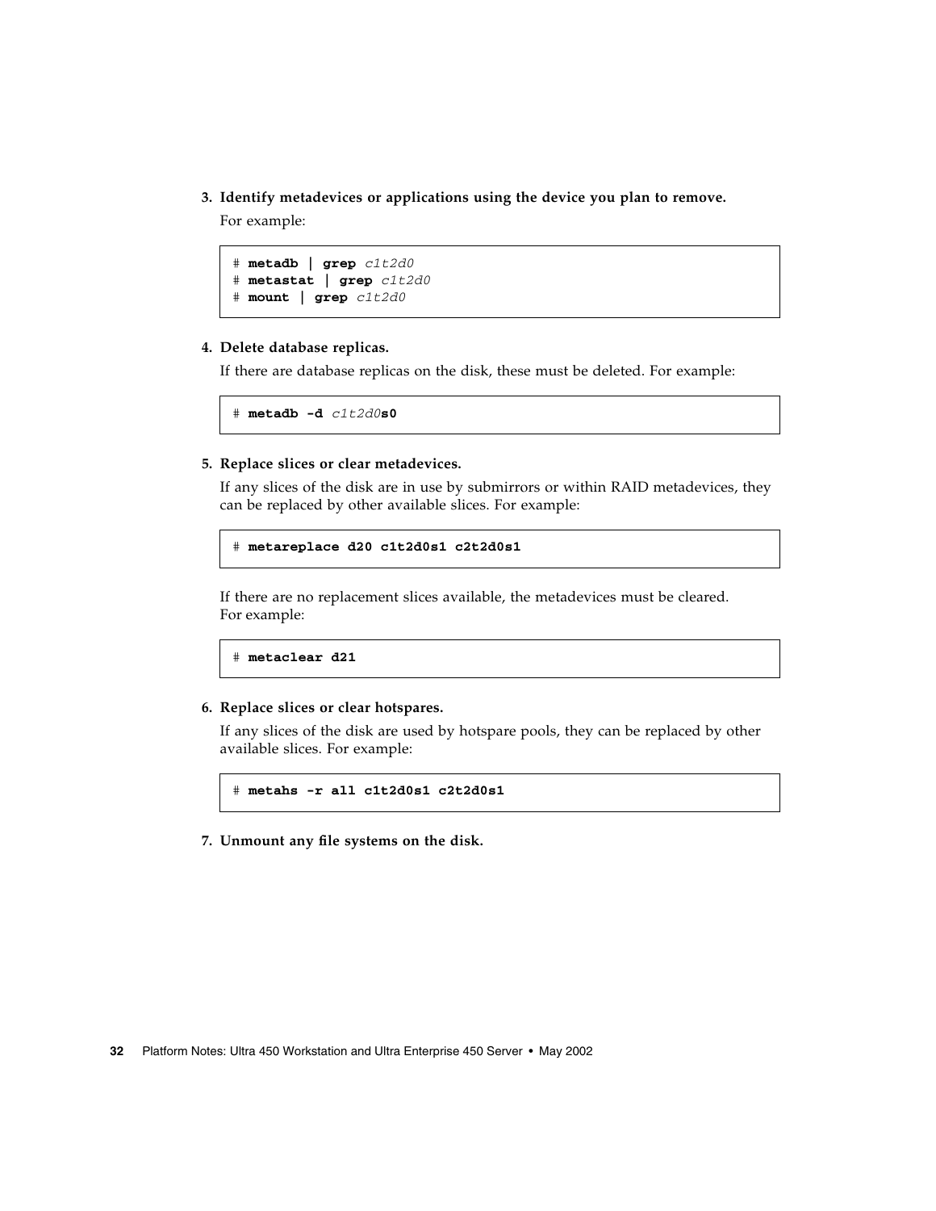3. **Identify metadevices or applications using the device you plan to remove.**

   For example:

   ```
   # metadb | grep c1t2d0
   # metastat | grep c1t2d0
   # mount | grep c1t2d0
   ```

4. **Delete database replicas.**

   If there are database replicas on the disk, these must be deleted. For example:

   ```
   # metadb -d c1t2d0s0
   ```

5. **Replace slices or clear metadevices.**

   If any slices of the disk are in use by submirrors or within RAID metadevices, they can be replaced by other available slices. For example:

   ```
   # metareplace d20 c1t2d0s1 c2t2d0s1
   ```

   If there are no replacement slices available, the metadevices must be cleared. For example:

   ```
   # metaclear d21
   ```

6. **Replace slices or clear hotspares.**

   If any slices of the disk are used by hotspare pools, they can be replaced by other available slices. For example:

   ```
   # metahs -r all c1t2d0s1 c2t2d0s1
   ```

7. **Unmount any file systems on the disk.**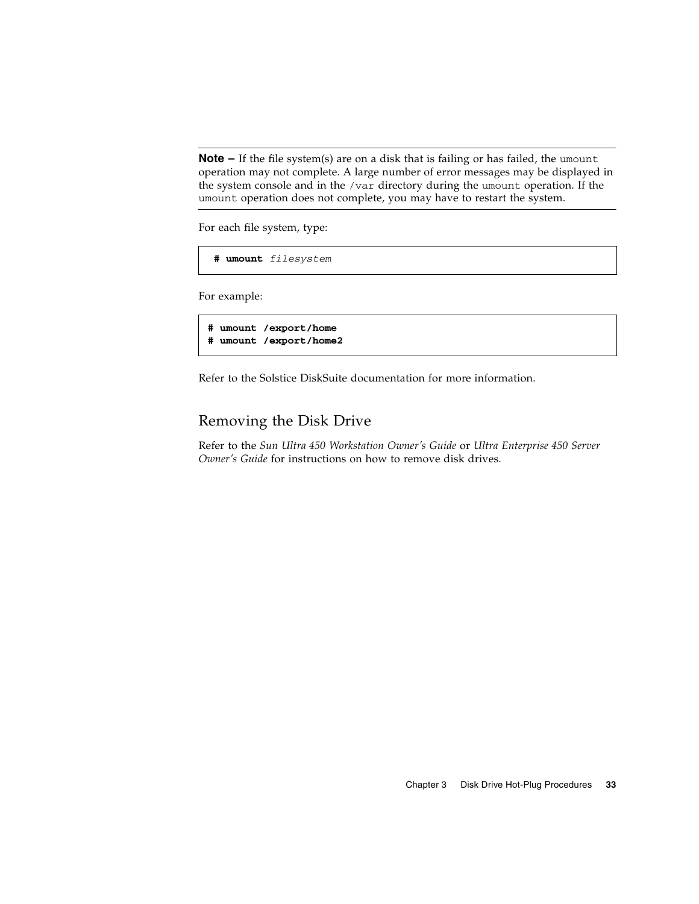---

**Note –** If the file system(s) are on a disk that is failing or has failed, the `umount` operation may not complete. A large number of error messages may be displayed in the system console and in the `/var` directory during the `umount` operation. If the `umount` operation does not complete, you may have to restart the system.

---

For each file system, type:

```
# umount filesystem
```

For example:

```
# umount /export/home
# umount /export/home2
```

Refer to the Solstice DiskSuite documentation for more information.

## Removing the Disk Drive

Refer to the *Sun Ultra 450 Workstation Owner's Guide* or *Ultra Enterprise 450 Server Owner's Guide* for instructions on how to remove disk drives.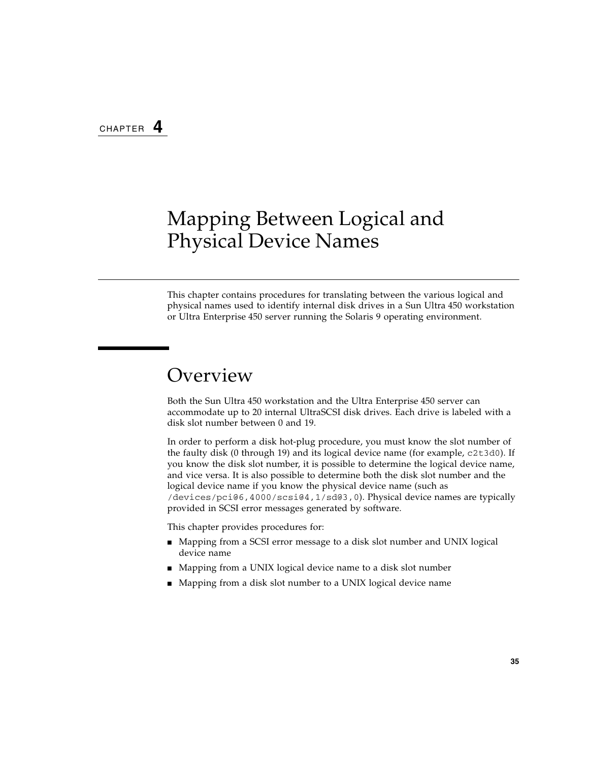CHAPTER 4

# Mapping Between Logical and Physical Device Names

This chapter contains procedures for translating between the various logical and physical names used to identify internal disk drives in a Sun Ultra 450 workstation or Ultra Enterprise 450 server running the Solaris 9 operating environment.

## Overview

Both the Sun Ultra 450 workstation and the Ultra Enterprise 450 server can accommodate up to 20 internal UltraSCSI disk drives. Each drive is labeled with a disk slot number between 0 and 19.

In order to perform a disk hot-plug procedure, you must know the slot number of the faulty disk (0 through 19) and its logical device name (for example, `c2t3d0`). If you know the disk slot number, it is possible to determine the logical device name, and vice versa. It is also possible to determine both the disk slot number and the logical device name if you know the physical device name (such as `/devices/pci@6,4000/scsi@4,1/sd@3,0`). Physical device names are typically provided in SCSI error messages generated by software.

This chapter provides procedures for:

- Mapping from a SCSI error message to a disk slot number and UNIX logical device name
- Mapping from a UNIX logical device name to a disk slot number
- Mapping from a disk slot number to a UNIX logical device name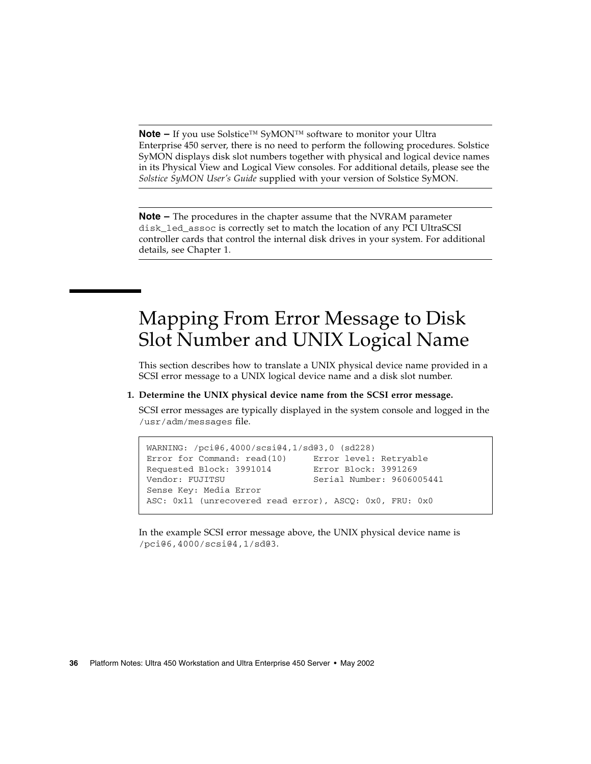**Note –** If you use Solstice™ SyMON™ software to monitor your Ultra Enterprise 450 server, there is no need to perform the following procedures. Solstice SyMON displays disk slot numbers together with physical and logical device names in its Physical View and Logical View consoles. For additional details, please see the *Solstice SyMON User's Guide* supplied with your version of Solstice SyMON.

**Note –** The procedures in the chapter assume that the NVRAM parameter `disk_led_assoc` is correctly set to match the location of any PCI UltraSCSI controller cards that control the internal disk drives in your system. For additional details, see Chapter 1.

## Mapping From Error Message to Disk Slot Number and UNIX Logical Name

This section describes how to translate a UNIX physical device name provided in a SCSI error message to a UNIX logical device name and a disk slot number.

1. **Determine the UNIX physical device name from the SCSI error message.**

   SCSI error messages are typically displayed in the system console and logged in the `/usr/adm/messages` file.

```
WARNING: /pci@6,4000/scsi@4,1/sd@3,0 (sd228)
Error for Command: read(10)      Error level: Retryable
Requested Block: 3991014         Error Block: 3991269
Vendor: FUJITSU                  Serial Number: 9606005441
Sense Key: Media Error
ASC: 0x11 (unrecovered read error), ASCQ: 0x0, FRU: 0x0
```

   In the example SCSI error message above, the UNIX physical device name is `/pci@6,4000/scsi@4,1/sd@3`.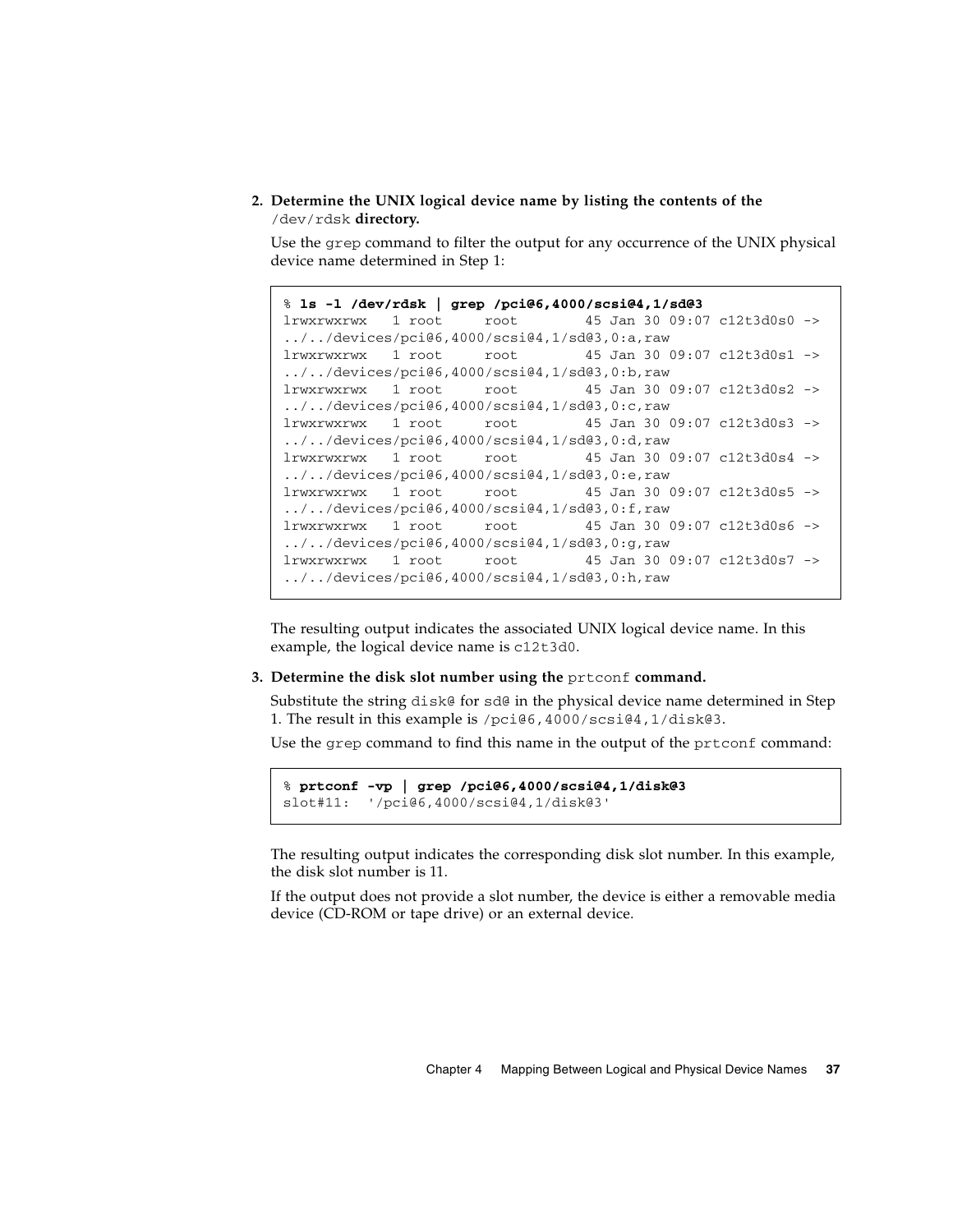2. **Determine the UNIX logical device name by listing the contents of the `/dev/rdsk` directory.**

   Use the `grep` command to filter the output for any occurrence of the UNIX physical device name determined in Step 1:

```
% ls -l /dev/rdsk | grep /pci@6,4000/scsi@4,1/sd@3
lrwxrwxrwx   1 root     root        45 Jan 30 09:07 c12t3d0s0 ->
../../devices/pci@6,4000/scsi@4,1/sd@3,0:a,raw
lrwxrwxrwx   1 root     root        45 Jan 30 09:07 c12t3d0s1 ->
../../devices/pci@6,4000/scsi@4,1/sd@3,0:b,raw
lrwxrwxrwx   1 root     root        45 Jan 30 09:07 c12t3d0s2 ->
../../devices/pci@6,4000/scsi@4,1/sd@3,0:c,raw
lrwxrwxrwx   1 root     root        45 Jan 30 09:07 c12t3d0s3 ->
../../devices/pci@6,4000/scsi@4,1/sd@3,0:d,raw
lrwxrwxrwx   1 root     root        45 Jan 30 09:07 c12t3d0s4 ->
../../devices/pci@6,4000/scsi@4,1/sd@3,0:e,raw
lrwxrwxrwx   1 root     root        45 Jan 30 09:07 c12t3d0s5 ->
../../devices/pci@6,4000/scsi@4,1/sd@3,0:f,raw
lrwxrwxrwx   1 root     root        45 Jan 30 09:07 c12t3d0s6 ->
../../devices/pci@6,4000/scsi@4,1/sd@3,0:g,raw
lrwxrwxrwx   1 root     root        45 Jan 30 09:07 c12t3d0s7 ->
../../devices/pci@6,4000/scsi@4,1/sd@3,0:h,raw
```

   The resulting output indicates the associated UNIX logical device name. In this example, the logical device name is `c12t3d0`.

3. **Determine the disk slot number using the `prtconf` command.**

   Substitute the string `disk@` for `sd@` in the physical device name determined in Step 1. The result in this example is `/pci@6,4000/scsi@4,1/disk@3`.

   Use the `grep` command to find this name in the output of the `prtconf` command:

```
% prtconf -vp | grep /pci@6,4000/scsi@4,1/disk@3
slot#11:  '/pci@6,4000/scsi@4,1/disk@3'
```

   The resulting output indicates the corresponding disk slot number. In this example, the disk slot number is 11.

   If the output does not provide a slot number, the device is either a removable media device (CD-ROM or tape drive) or an external device.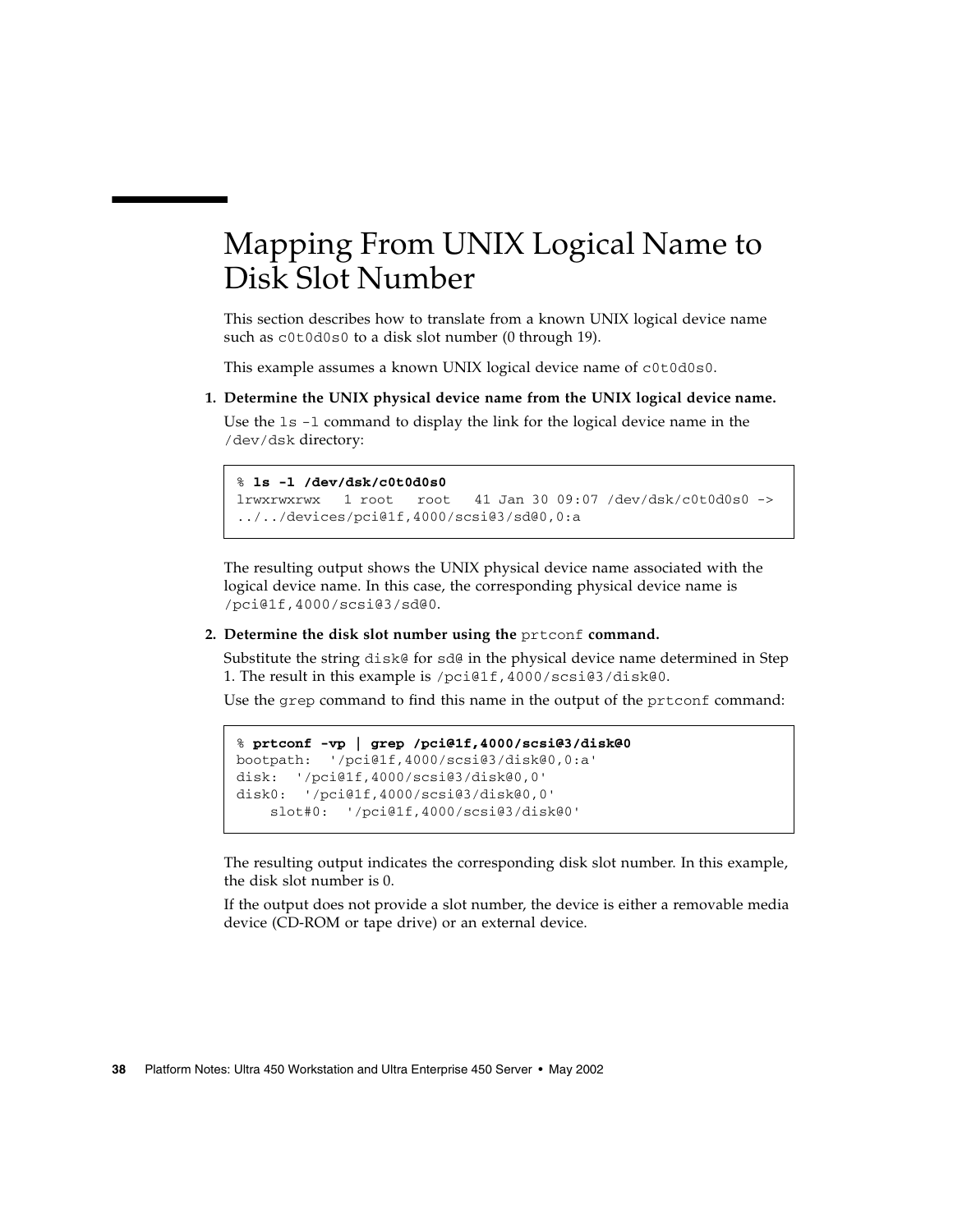# Mapping From UNIX Logical Name to Disk Slot Number

This section describes how to translate from a known UNIX logical device name such as `c0t0d0s0` to a disk slot number (0 through 19).

This example assumes a known UNIX logical device name of `c0t0d0s0`.

1. **Determine the UNIX physical device name from the UNIX logical device name.**

   Use the `ls -l` command to display the link for the logical device name in the `/dev/dsk` directory:

   ```
   % ls -l /dev/dsk/c0t0d0s0
   lrwxrwxrwx   1 root   root   41 Jan 30 09:07 /dev/dsk/c0t0d0s0 ->
   ../../devices/pci@1f,4000/scsi@3/sd@0,0:a
   ```

   The resulting output shows the UNIX physical device name associated with the logical device name. In this case, the corresponding physical device name is `/pci@1f,4000/scsi@3/sd@0`.

2. **Determine the disk slot number using the `prtconf` command.**

   Substitute the string `disk@` for `sd@` in the physical device name determined in Step 1. The result in this example is `/pci@1f,4000/scsi@3/disk@0`.

   Use the `grep` command to find this name in the output of the `prtconf` command:

   ```
   % prtconf -vp | grep /pci@1f,4000/scsi@3/disk@0
   bootpath:  '/pci@1f,4000/scsi@3/disk@0,0:a'
   disk:  '/pci@1f,4000/scsi@3/disk@0,0'
   disk0:  '/pci@1f,4000/scsi@3/disk@0,0'
       slot#0:  '/pci@1f,4000/scsi@3/disk@0'
   ```

   The resulting output indicates the corresponding disk slot number. In this example, the disk slot number is 0.

   If the output does not provide a slot number, the device is either a removable media device (CD-ROM or tape drive) or an external device.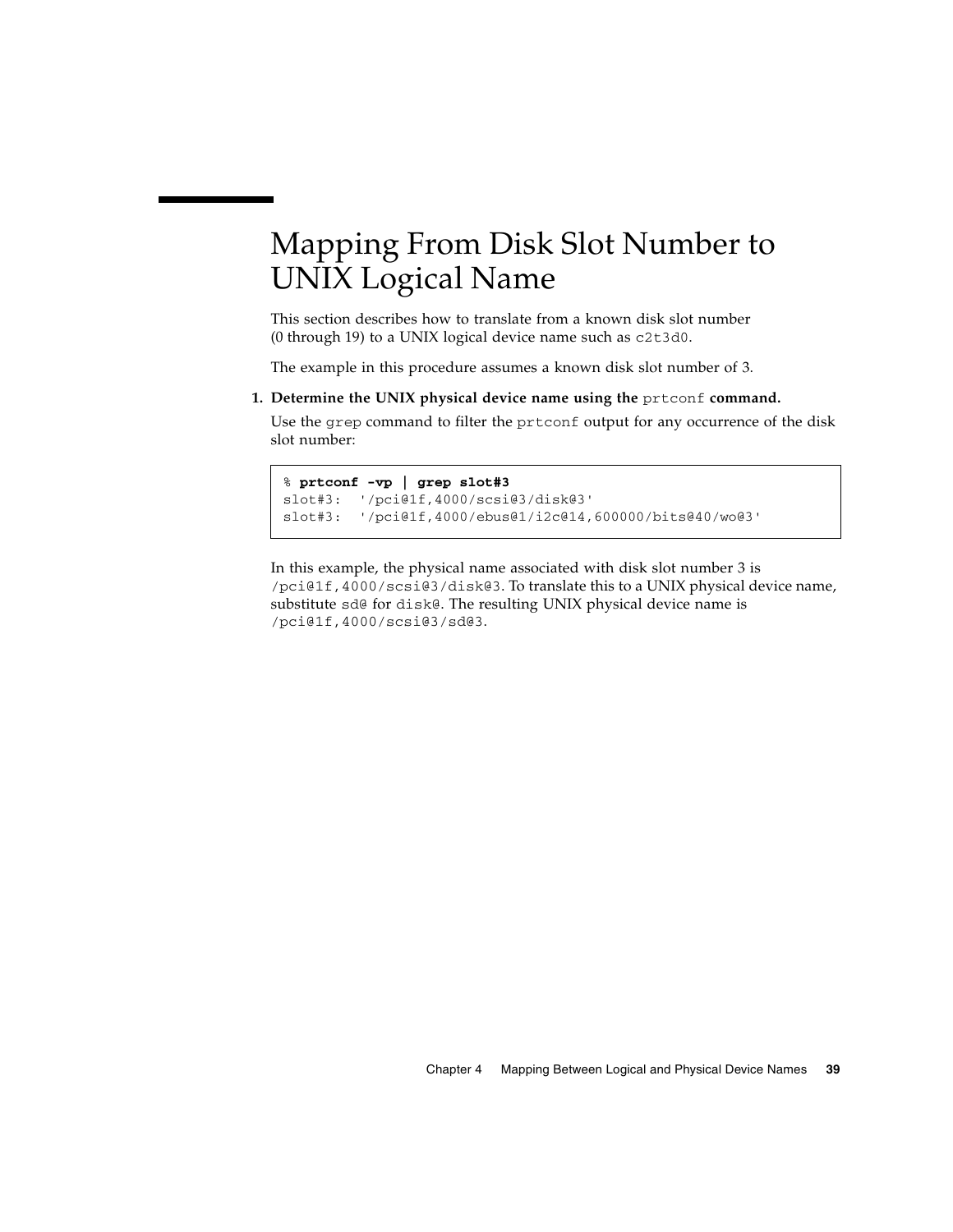# Mapping From Disk Slot Number to UNIX Logical Name

This section describes how to translate from a known disk slot number (0 through 19) to a UNIX logical device name such as c2t3d0.

The example in this procedure assumes a known disk slot number of 3.

1. **Determine the UNIX physical device name using the prtconf command.**

   Use the grep command to filter the prtconf output for any occurrence of the disk slot number:

   ```
   % prtconf -vp | grep slot#3
   slot#3:  '/pci@1f,4000/scsi@3/disk@3'
   slot#3:  '/pci@1f,4000/ebus@1/i2c@14,600000/bits@40/wo@3'
   ```

   In this example, the physical name associated with disk slot number 3 is /pci@1f,4000/scsi@3/disk@3. To translate this to a UNIX physical device name, substitute sd@ for disk@. The resulting UNIX physical device name is /pci@1f,4000/scsi@3/sd@3.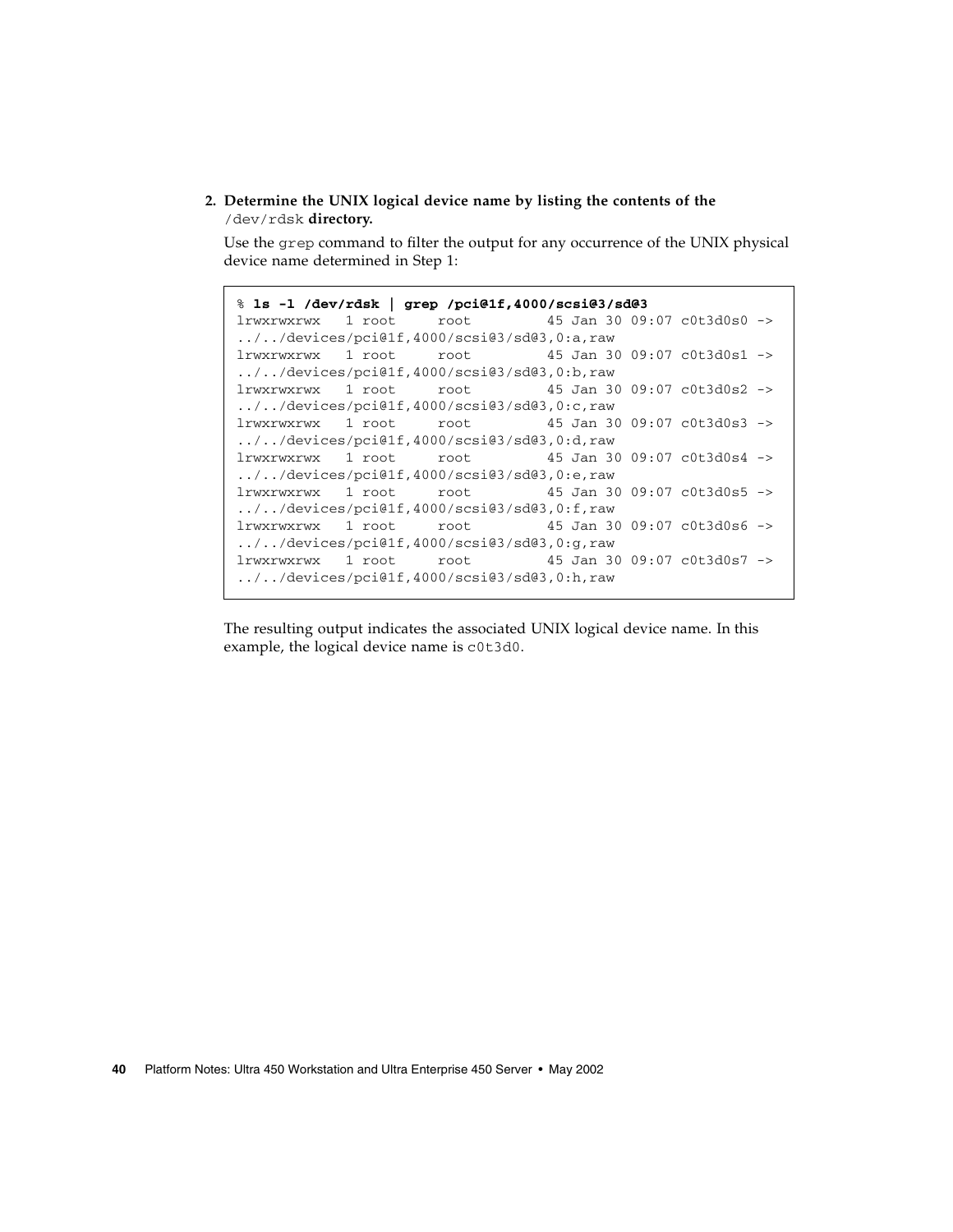**2. Determine the UNIX logical device name by listing the contents of the `/dev/rdsk` directory.**

Use the `grep` command to filter the output for any occurrence of the UNIX physical device name determined in Step 1:

```
% ls -l /dev/rdsk | grep /pci@1f,4000/scsi@3/sd@3
lrwxrwxrwx   1 root     root         45 Jan 30 09:07 c0t3d0s0 ->
../../devices/pci@1f,4000/scsi@3/sd@3,0:a,raw
lrwxrwxrwx   1 root     root         45 Jan 30 09:07 c0t3d0s1 ->
../../devices/pci@1f,4000/scsi@3/sd@3,0:b,raw
lrwxrwxrwx   1 root     root         45 Jan 30 09:07 c0t3d0s2 ->
../../devices/pci@1f,4000/scsi@3/sd@3,0:c,raw
lrwxrwxrwx   1 root     root         45 Jan 30 09:07 c0t3d0s3 ->
../../devices/pci@1f,4000/scsi@3/sd@3,0:d,raw
lrwxrwxrwx   1 root     root         45 Jan 30 09:07 c0t3d0s4 ->
../../devices/pci@1f,4000/scsi@3/sd@3,0:e,raw
lrwxrwxrwx   1 root     root         45 Jan 30 09:07 c0t3d0s5 ->
../../devices/pci@1f,4000/scsi@3/sd@3,0:f,raw
lrwxrwxrwx   1 root     root         45 Jan 30 09:07 c0t3d0s6 ->
../../devices/pci@1f,4000/scsi@3/sd@3,0:g,raw
lrwxrwxrwx   1 root     root         45 Jan 30 09:07 c0t3d0s7 ->
../../devices/pci@1f,4000/scsi@3/sd@3,0:h,raw
```

The resulting output indicates the associated UNIX logical device name. In this example, the logical device name is `c0t3d0`.